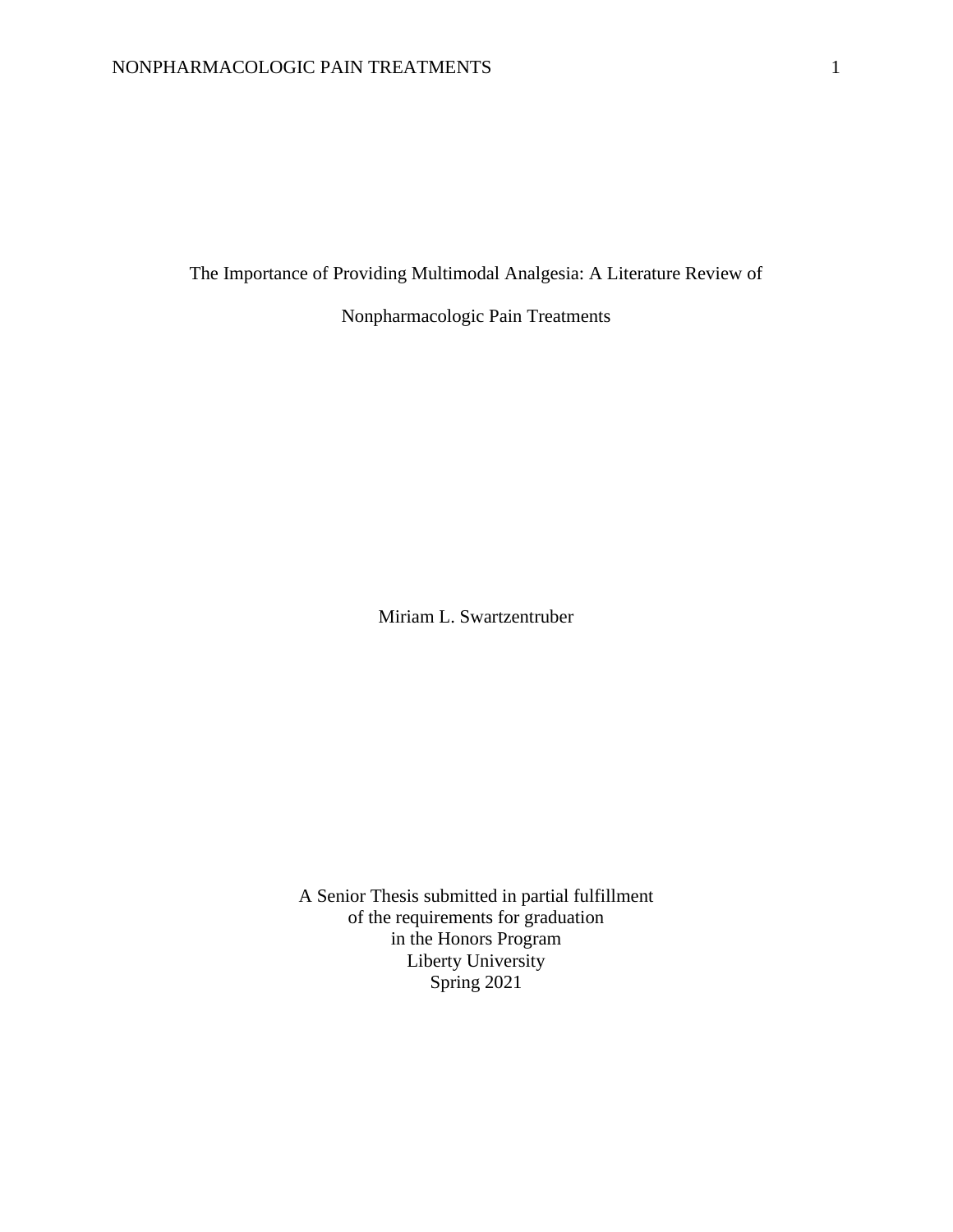# The Importance of Providing Multimodal Analgesia: A Literature Review of Nonpharmacologic Pain Treatments

Miriam L. Swartzentruber

A Senior Thesis submitted in partial fulfillment
of the requirements for graduation
in the Honors Program
Liberty University
Spring 2021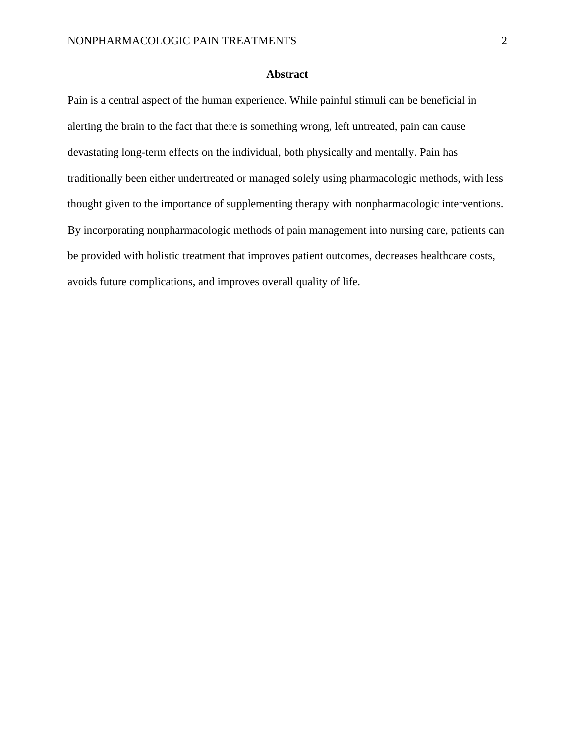## Abstract

Pain is a central aspect of the human experience. While painful stimuli can be beneficial in alerting the brain to the fact that there is something wrong, left untreated, pain can cause devastating long-term effects on the individual, both physically and mentally. Pain has traditionally been either undertreated or managed solely using pharmacologic methods, with less thought given to the importance of supplementing therapy with nonpharmacologic interventions. By incorporating nonpharmacologic methods of pain management into nursing care, patients can be provided with holistic treatment that improves patient outcomes, decreases healthcare costs, avoids future complications, and improves overall quality of life.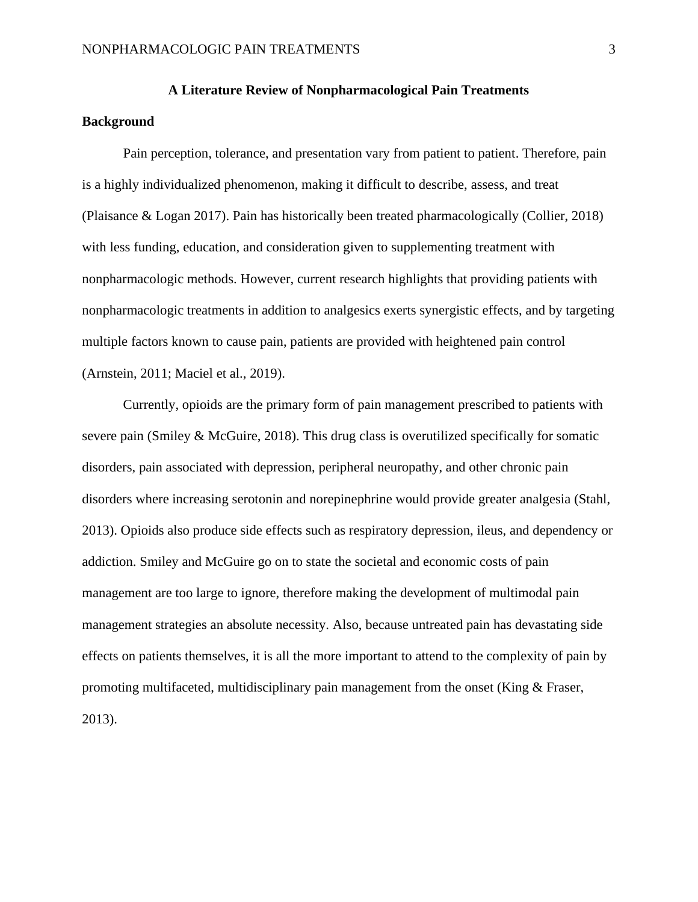# A Literature Review of Nonpharmacological Pain Treatments

## Background

Pain perception, tolerance, and presentation vary from patient to patient. Therefore, pain is a highly individualized phenomenon, making it difficult to describe, assess, and treat (Plaisance & Logan 2017). Pain has historically been treated pharmacologically (Collier, 2018) with less funding, education, and consideration given to supplementing treatment with nonpharmacologic methods. However, current research highlights that providing patients with nonpharmacologic treatments in addition to analgesics exerts synergistic effects, and by targeting multiple factors known to cause pain, patients are provided with heightened pain control (Arnstein, 2011; Maciel et al., 2019).

Currently, opioids are the primary form of pain management prescribed to patients with severe pain (Smiley & McGuire, 2018). This drug class is overutilized specifically for somatic disorders, pain associated with depression, peripheral neuropathy, and other chronic pain disorders where increasing serotonin and norepinephrine would provide greater analgesia (Stahl, 2013). Opioids also produce side effects such as respiratory depression, ileus, and dependency or addiction. Smiley and McGuire go on to state the societal and economic costs of pain management are too large to ignore, therefore making the development of multimodal pain management strategies an absolute necessity. Also, because untreated pain has devastating side effects on patients themselves, it is all the more important to attend to the complexity of pain by promoting multifaceted, multidisciplinary pain management from the onset (King & Fraser, 2013).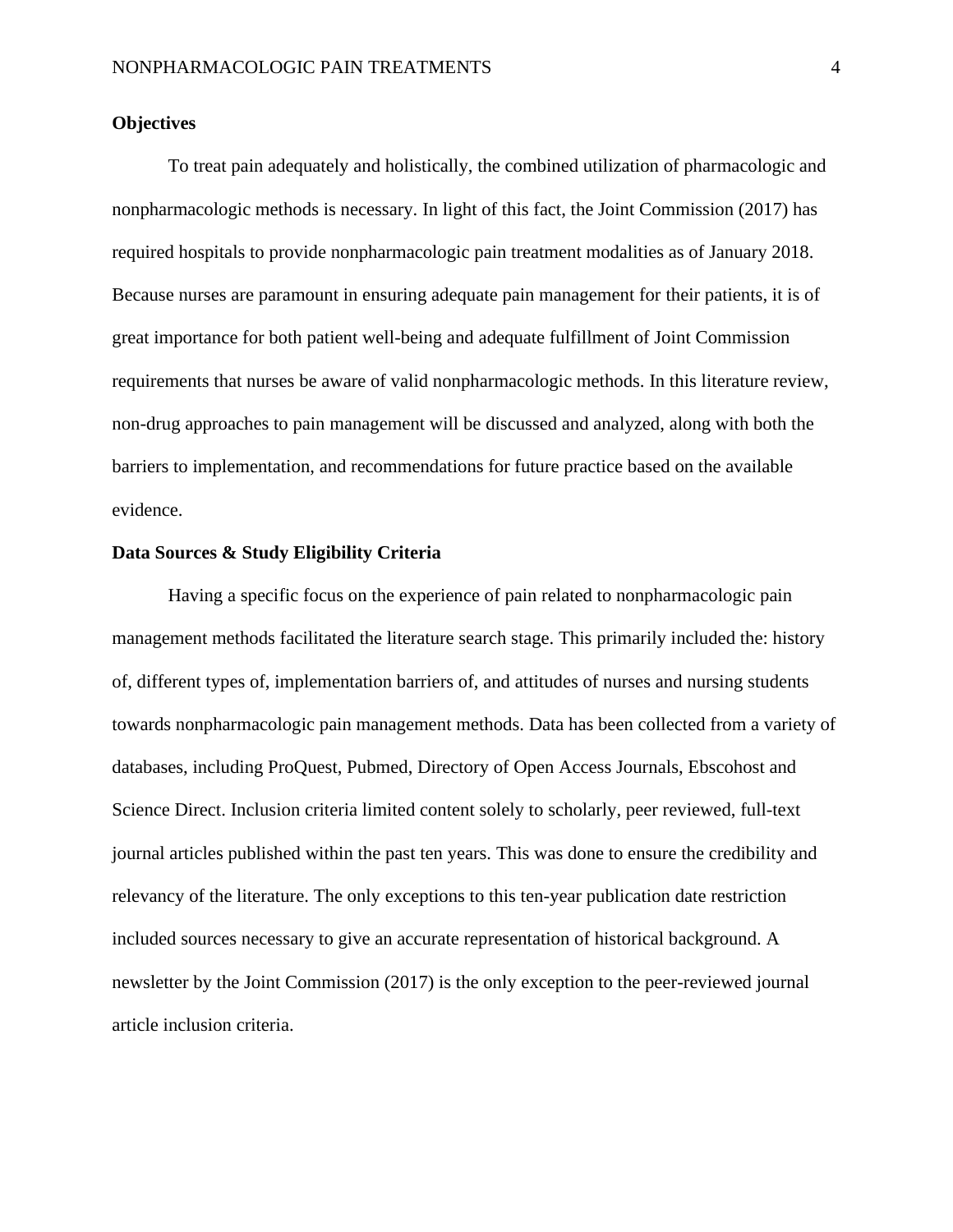## Objectives

To treat pain adequately and holistically, the combined utilization of pharmacologic and nonpharmacologic methods is necessary. In light of this fact, the Joint Commission (2017) has required hospitals to provide nonpharmacologic pain treatment modalities as of January 2018. Because nurses are paramount in ensuring adequate pain management for their patients, it is of great importance for both patient well-being and adequate fulfillment of Joint Commission requirements that nurses be aware of valid nonpharmacologic methods. In this literature review, non-drug approaches to pain management will be discussed and analyzed, along with both the barriers to implementation, and recommendations for future practice based on the available evidence.

## Data Sources & Study Eligibility Criteria

Having a specific focus on the experience of pain related to nonpharmacologic pain management methods facilitated the literature search stage. This primarily included the: history of, different types of, implementation barriers of, and attitudes of nurses and nursing students towards nonpharmacologic pain management methods. Data has been collected from a variety of databases, including ProQuest, Pubmed, Directory of Open Access Journals, Ebscohost and Science Direct. Inclusion criteria limited content solely to scholarly, peer reviewed, full-text journal articles published within the past ten years. This was done to ensure the credibility and relevancy of the literature. The only exceptions to this ten-year publication date restriction included sources necessary to give an accurate representation of historical background. A newsletter by the Joint Commission (2017) is the only exception to the peer-reviewed journal article inclusion criteria.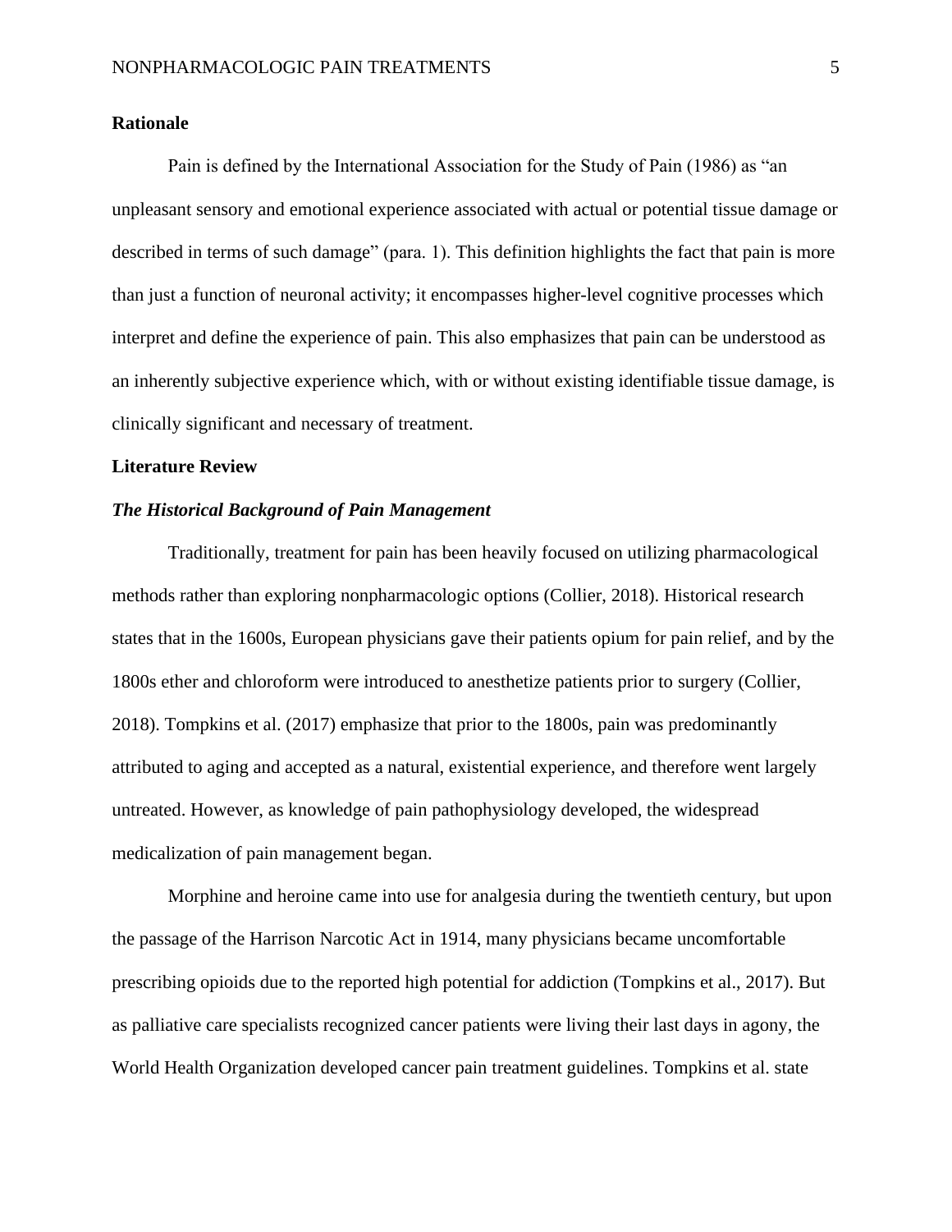## Rationale

Pain is defined by the International Association for the Study of Pain (1986) as "an unpleasant sensory and emotional experience associated with actual or potential tissue damage or described in terms of such damage" (para. 1). This definition highlights the fact that pain is more than just a function of neuronal activity; it encompasses higher-level cognitive processes which interpret and define the experience of pain. This also emphasizes that pain can be understood as an inherently subjective experience which, with or without existing identifiable tissue damage, is clinically significant and necessary of treatment.

## Literature Review

### *The Historical Background of Pain Management*

Traditionally, treatment for pain has been heavily focused on utilizing pharmacological methods rather than exploring nonpharmacologic options (Collier, 2018). Historical research states that in the 1600s, European physicians gave their patients opium for pain relief, and by the 1800s ether and chloroform were introduced to anesthetize patients prior to surgery (Collier, 2018). Tompkins et al. (2017) emphasize that prior to the 1800s, pain was predominantly attributed to aging and accepted as a natural, existential experience, and therefore went largely untreated. However, as knowledge of pain pathophysiology developed, the widespread medicalization of pain management began.

Morphine and heroine came into use for analgesia during the twentieth century, but upon the passage of the Harrison Narcotic Act in 1914, many physicians became uncomfortable prescribing opioids due to the reported high potential for addiction (Tompkins et al., 2017). But as palliative care specialists recognized cancer patients were living their last days in agony, the World Health Organization developed cancer pain treatment guidelines. Tompkins et al. state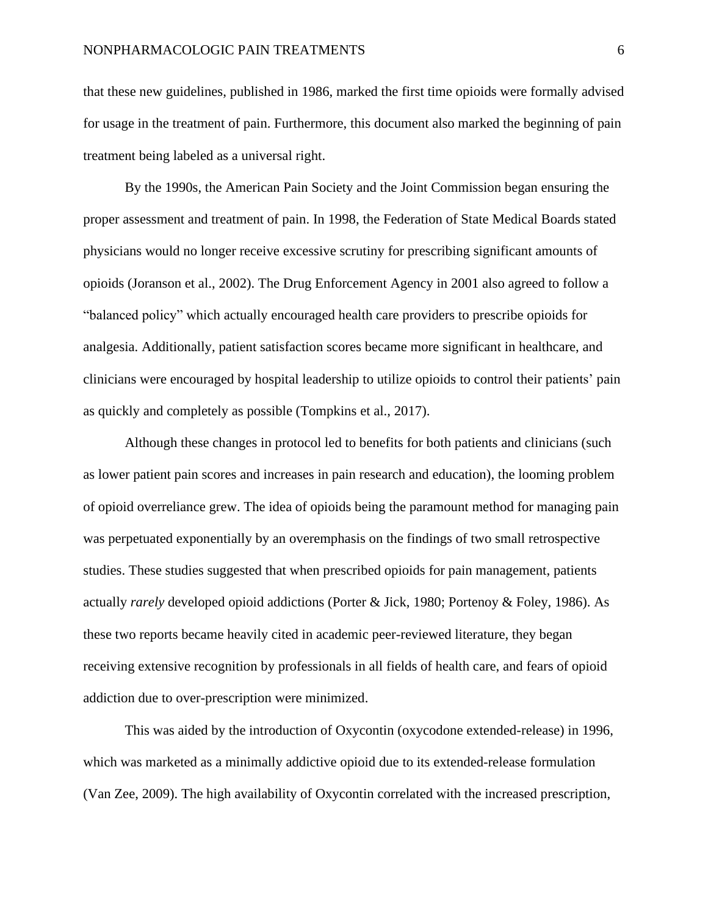that these new guidelines, published in 1986, marked the first time opioids were formally advised for usage in the treatment of pain. Furthermore, this document also marked the beginning of pain treatment being labeled as a universal right.

By the 1990s, the American Pain Society and the Joint Commission began ensuring the proper assessment and treatment of pain. In 1998, the Federation of State Medical Boards stated physicians would no longer receive excessive scrutiny for prescribing significant amounts of opioids (Joranson et al., 2002). The Drug Enforcement Agency in 2001 also agreed to follow a "balanced policy" which actually encouraged health care providers to prescribe opioids for analgesia. Additionally, patient satisfaction scores became more significant in healthcare, and clinicians were encouraged by hospital leadership to utilize opioids to control their patients' pain as quickly and completely as possible (Tompkins et al., 2017).

Although these changes in protocol led to benefits for both patients and clinicians (such as lower patient pain scores and increases in pain research and education), the looming problem of opioid overreliance grew. The idea of opioids being the paramount method for managing pain was perpetuated exponentially by an overemphasis on the findings of two small retrospective studies. These studies suggested that when prescribed opioids for pain management, patients actually *rarely* developed opioid addictions (Porter & Jick, 1980; Portenoy & Foley, 1986). As these two reports became heavily cited in academic peer-reviewed literature, they began receiving extensive recognition by professionals in all fields of health care, and fears of opioid addiction due to over-prescription were minimized.

This was aided by the introduction of Oxycontin (oxycodone extended-release) in 1996, which was marketed as a minimally addictive opioid due to its extended-release formulation (Van Zee, 2009). The high availability of Oxycontin correlated with the increased prescription,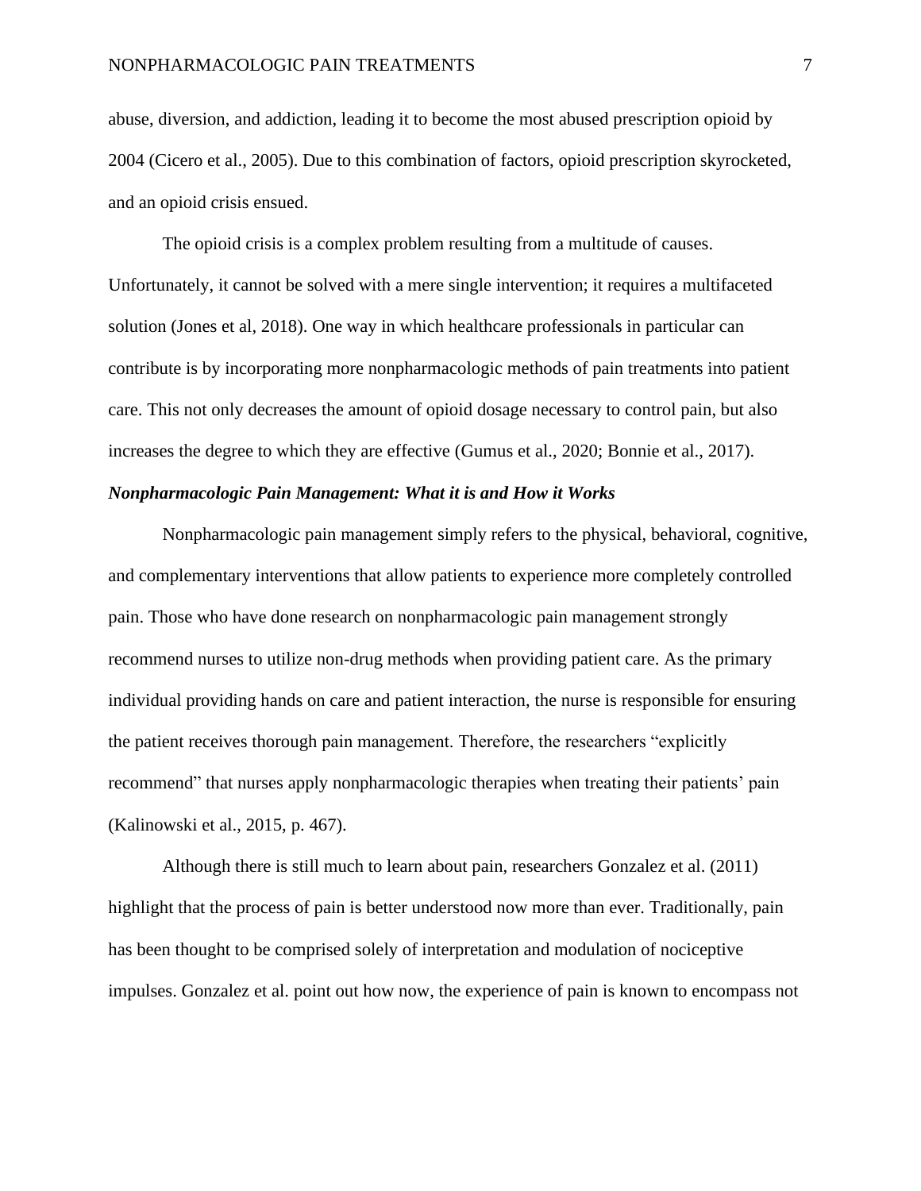abuse, diversion, and addiction, leading it to become the most abused prescription opioid by 2004 (Cicero et al., 2005). Due to this combination of factors, opioid prescription skyrocketed, and an opioid crisis ensued.

The opioid crisis is a complex problem resulting from a multitude of causes. Unfortunately, it cannot be solved with a mere single intervention; it requires a multifaceted solution (Jones et al, 2018). One way in which healthcare professionals in particular can contribute is by incorporating more nonpharmacologic methods of pain treatments into patient care. This not only decreases the amount of opioid dosage necessary to control pain, but also increases the degree to which they are effective (Gumus et al., 2020; Bonnie et al., 2017).

***Nonpharmacologic Pain Management: What it is and How it Works***

Nonpharmacologic pain management simply refers to the physical, behavioral, cognitive, and complementary interventions that allow patients to experience more completely controlled pain. Those who have done research on nonpharmacologic pain management strongly recommend nurses to utilize non-drug methods when providing patient care. As the primary individual providing hands on care and patient interaction, the nurse is responsible for ensuring the patient receives thorough pain management. Therefore, the researchers "explicitly recommend" that nurses apply nonpharmacologic therapies when treating their patients' pain (Kalinowski et al., 2015, p. 467).

Although there is still much to learn about pain, researchers Gonzalez et al. (2011) highlight that the process of pain is better understood now more than ever. Traditionally, pain has been thought to be comprised solely of interpretation and modulation of nociceptive impulses. Gonzalez et al. point out how now, the experience of pain is known to encompass not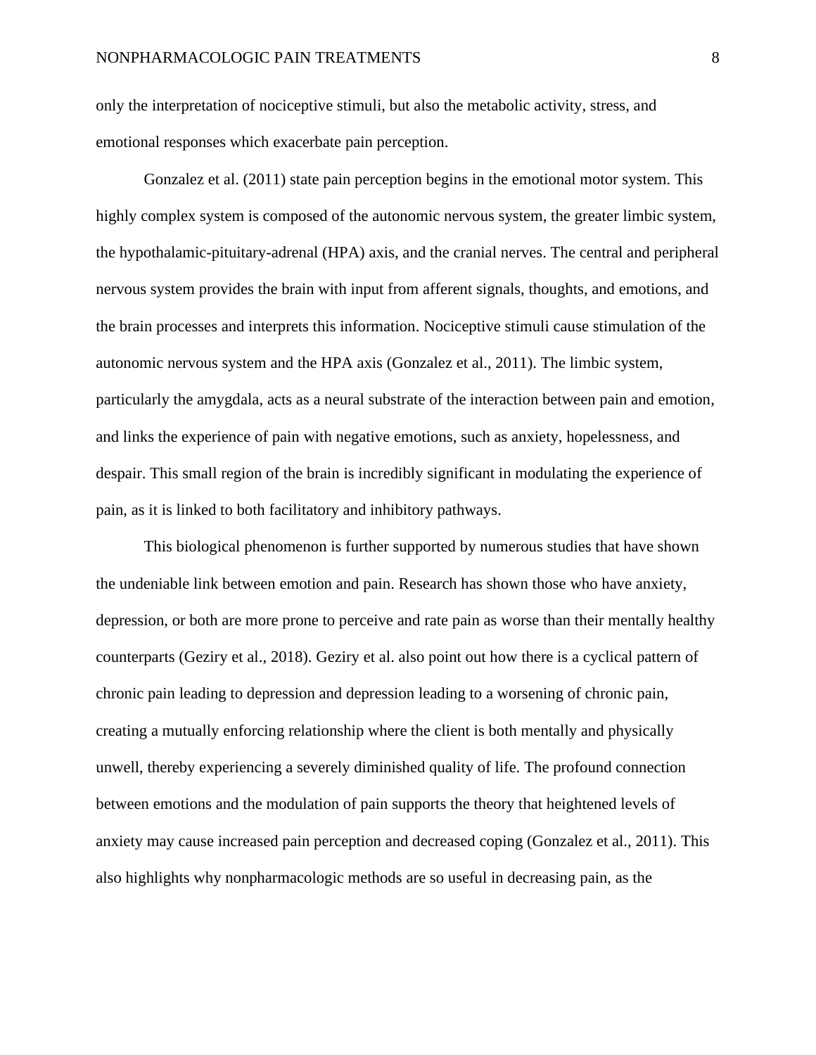only the interpretation of nociceptive stimuli, but also the metabolic activity, stress, and emotional responses which exacerbate pain perception.

Gonzalez et al. (2011) state pain perception begins in the emotional motor system. This highly complex system is composed of the autonomic nervous system, the greater limbic system, the hypothalamic-pituitary-adrenal (HPA) axis, and the cranial nerves. The central and peripheral nervous system provides the brain with input from afferent signals, thoughts, and emotions, and the brain processes and interprets this information. Nociceptive stimuli cause stimulation of the autonomic nervous system and the HPA axis (Gonzalez et al., 2011). The limbic system, particularly the amygdala, acts as a neural substrate of the interaction between pain and emotion, and links the experience of pain with negative emotions, such as anxiety, hopelessness, and despair. This small region of the brain is incredibly significant in modulating the experience of pain, as it is linked to both facilitatory and inhibitory pathways.

This biological phenomenon is further supported by numerous studies that have shown the undeniable link between emotion and pain. Research has shown those who have anxiety, depression, or both are more prone to perceive and rate pain as worse than their mentally healthy counterparts (Geziry et al., 2018). Geziry et al. also point out how there is a cyclical pattern of chronic pain leading to depression and depression leading to a worsening of chronic pain, creating a mutually enforcing relationship where the client is both mentally and physically unwell, thereby experiencing a severely diminished quality of life. The profound connection between emotions and the modulation of pain supports the theory that heightened levels of anxiety may cause increased pain perception and decreased coping (Gonzalez et al., 2011). This also highlights why nonpharmacologic methods are so useful in decreasing pain, as the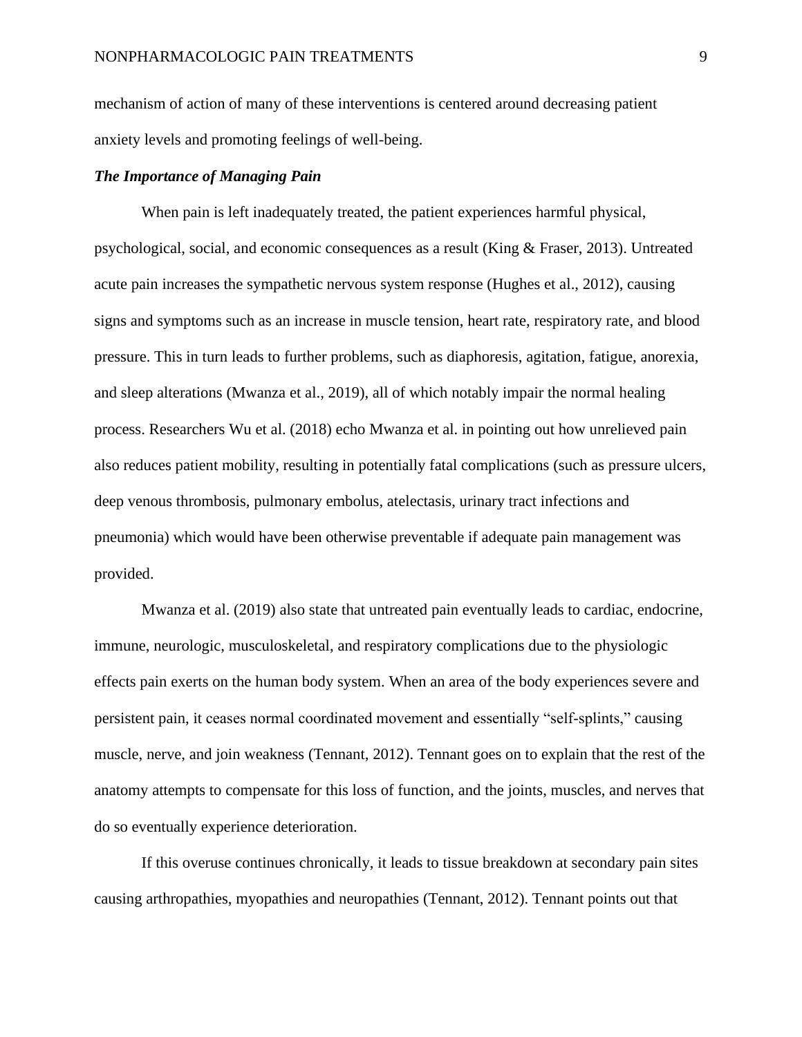mechanism of action of many of these interventions is centered around decreasing patient anxiety levels and promoting feelings of well-being.

### *The Importance of Managing Pain*

When pain is left inadequately treated, the patient experiences harmful physical, psychological, social, and economic consequences as a result (King & Fraser, 2013). Untreated acute pain increases the sympathetic nervous system response (Hughes et al., 2012), causing signs and symptoms such as an increase in muscle tension, heart rate, respiratory rate, and blood pressure. This in turn leads to further problems, such as diaphoresis, agitation, fatigue, anorexia, and sleep alterations (Mwanza et al., 2019), all of which notably impair the normal healing process. Researchers Wu et al. (2018) echo Mwanza et al. in pointing out how unrelieved pain also reduces patient mobility, resulting in potentially fatal complications (such as pressure ulcers, deep venous thrombosis, pulmonary embolus, atelectasis, urinary tract infections and pneumonia) which would have been otherwise preventable if adequate pain management was provided.

Mwanza et al. (2019) also state that untreated pain eventually leads to cardiac, endocrine, immune, neurologic, musculoskeletal, and respiratory complications due to the physiologic effects pain exerts on the human body system. When an area of the body experiences severe and persistent pain, it ceases normal coordinated movement and essentially "self-splints," causing muscle, nerve, and join weakness (Tennant, 2012). Tennant goes on to explain that the rest of the anatomy attempts to compensate for this loss of function, and the joints, muscles, and nerves that do so eventually experience deterioration.

If this overuse continues chronically, it leads to tissue breakdown at secondary pain sites causing arthropathies, myopathies and neuropathies (Tennant, 2012). Tennant points out that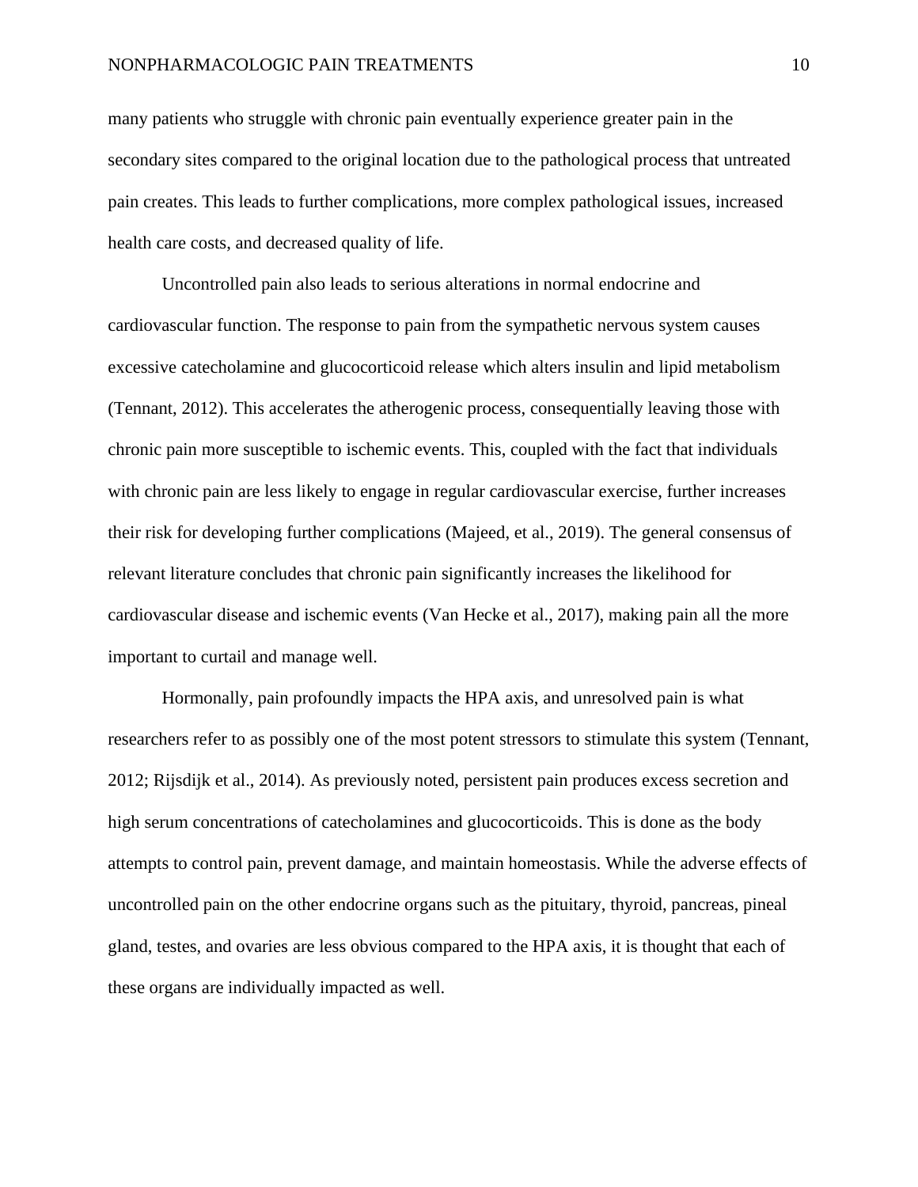many patients who struggle with chronic pain eventually experience greater pain in the secondary sites compared to the original location due to the pathological process that untreated pain creates. This leads to further complications, more complex pathological issues, increased health care costs, and decreased quality of life.

Uncontrolled pain also leads to serious alterations in normal endocrine and cardiovascular function. The response to pain from the sympathetic nervous system causes excessive catecholamine and glucocorticoid release which alters insulin and lipid metabolism (Tennant, 2012). This accelerates the atherogenic process, consequentially leaving those with chronic pain more susceptible to ischemic events. This, coupled with the fact that individuals with chronic pain are less likely to engage in regular cardiovascular exercise, further increases their risk for developing further complications (Majeed, et al., 2019). The general consensus of relevant literature concludes that chronic pain significantly increases the likelihood for cardiovascular disease and ischemic events (Van Hecke et al., 2017), making pain all the more important to curtail and manage well.

Hormonally, pain profoundly impacts the HPA axis, and unresolved pain is what researchers refer to as possibly one of the most potent stressors to stimulate this system (Tennant, 2012; Rijsdijk et al., 2014). As previously noted, persistent pain produces excess secretion and high serum concentrations of catecholamines and glucocorticoids. This is done as the body attempts to control pain, prevent damage, and maintain homeostasis. While the adverse effects of uncontrolled pain on the other endocrine organs such as the pituitary, thyroid, pancreas, pineal gland, testes, and ovaries are less obvious compared to the HPA axis, it is thought that each of these organs are individually impacted as well.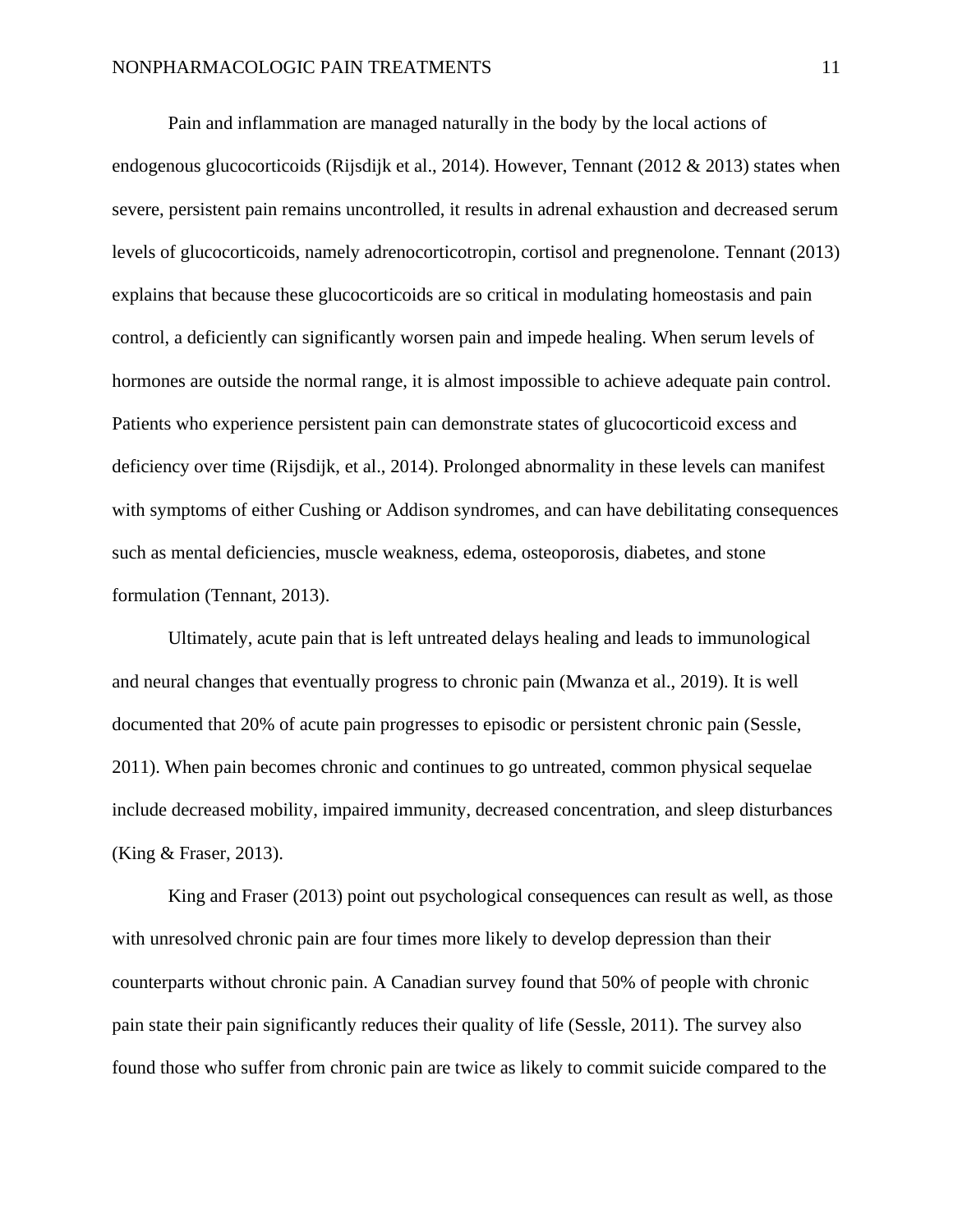Pain and inflammation are managed naturally in the body by the local actions of endogenous glucocorticoids (Rijsdijk et al., 2014). However, Tennant (2012 & 2013) states when severe, persistent pain remains uncontrolled, it results in adrenal exhaustion and decreased serum levels of glucocorticoids, namely adrenocorticotropin, cortisol and pregnenolone. Tennant (2013) explains that because these glucocorticoids are so critical in modulating homeostasis and pain control, a deficiently can significantly worsen pain and impede healing. When serum levels of hormones are outside the normal range, it is almost impossible to achieve adequate pain control. Patients who experience persistent pain can demonstrate states of glucocorticoid excess and deficiency over time (Rijsdijk, et al., 2014). Prolonged abnormality in these levels can manifest with symptoms of either Cushing or Addison syndromes, and can have debilitating consequences such as mental deficiencies, muscle weakness, edema, osteoporosis, diabetes, and stone formulation (Tennant, 2013).

Ultimately, acute pain that is left untreated delays healing and leads to immunological and neural changes that eventually progress to chronic pain (Mwanza et al., 2019). It is well documented that 20% of acute pain progresses to episodic or persistent chronic pain (Sessle, 2011). When pain becomes chronic and continues to go untreated, common physical sequelae include decreased mobility, impaired immunity, decreased concentration, and sleep disturbances (King & Fraser, 2013).

King and Fraser (2013) point out psychological consequences can result as well, as those with unresolved chronic pain are four times more likely to develop depression than their counterparts without chronic pain. A Canadian survey found that 50% of people with chronic pain state their pain significantly reduces their quality of life (Sessle, 2011). The survey also found those who suffer from chronic pain are twice as likely to commit suicide compared to the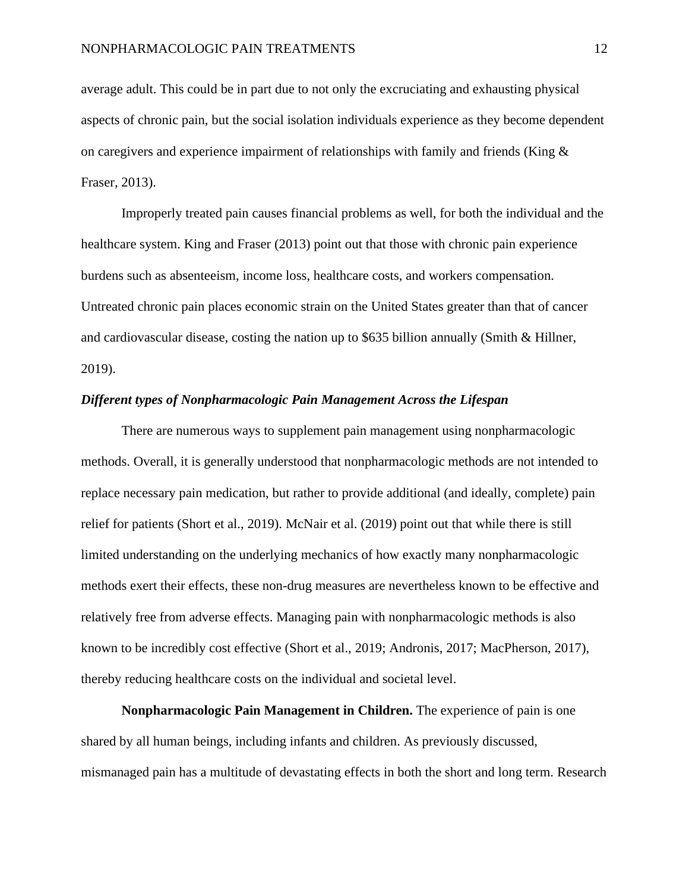average adult. This could be in part due to not only the excruciating and exhausting physical aspects of chronic pain, but the social isolation individuals experience as they become dependent on caregivers and experience impairment of relationships with family and friends (King & Fraser, 2013).

Improperly treated pain causes financial problems as well, for both the individual and the healthcare system. King and Fraser (2013) point out that those with chronic pain experience burdens such as absenteeism, income loss, healthcare costs, and workers compensation. Untreated chronic pain places economic strain on the United States greater than that of cancer and cardiovascular disease, costing the nation up to $635 billion annually (Smith & Hillner, 2019).

### *Different types of Nonpharmacologic Pain Management Across the Lifespan*

There are numerous ways to supplement pain management using nonpharmacologic methods. Overall, it is generally understood that nonpharmacologic methods are not intended to replace necessary pain medication, but rather to provide additional (and ideally, complete) pain relief for patients (Short et al., 2019). McNair et al. (2019) point out that while there is still limited understanding on the underlying mechanics of how exactly many nonpharmacologic methods exert their effects, these non-drug measures are nevertheless known to be effective and relatively free from adverse effects. Managing pain with nonpharmacologic methods is also known to be incredibly cost effective (Short et al., 2019; Andronis, 2017; MacPherson, 2017), thereby reducing healthcare costs on the individual and societal level.

**Nonpharmacologic Pain Management in Children.** The experience of pain is one shared by all human beings, including infants and children. As previously discussed, mismanaged pain has a multitude of devastating effects in both the short and long term. Research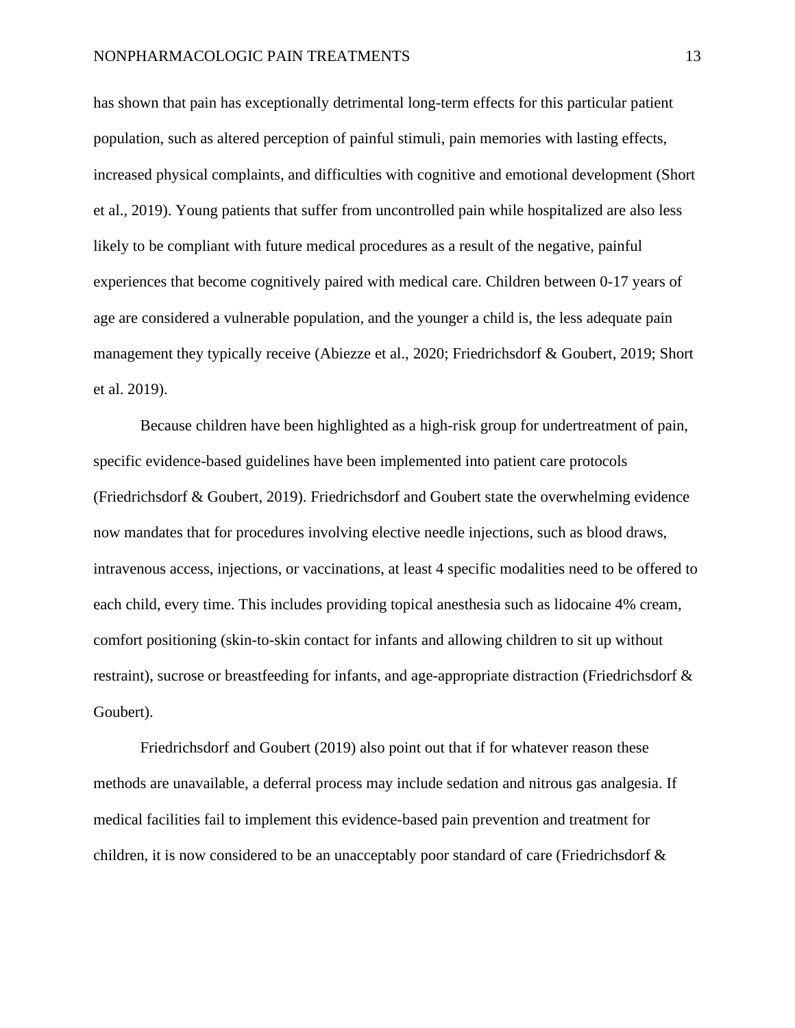has shown that pain has exceptionally detrimental long-term effects for this particular patient population, such as altered perception of painful stimuli, pain memories with lasting effects, increased physical complaints, and difficulties with cognitive and emotional development (Short et al., 2019). Young patients that suffer from uncontrolled pain while hospitalized are also less likely to be compliant with future medical procedures as a result of the negative, painful experiences that become cognitively paired with medical care. Children between 0-17 years of age are considered a vulnerable population, and the younger a child is, the less adequate pain management they typically receive (Abiezze et al., 2020; Friedrichsdorf & Goubert, 2019; Short et al. 2019).

Because children have been highlighted as a high-risk group for undertreatment of pain, specific evidence-based guidelines have been implemented into patient care protocols (Friedrichsdorf & Goubert, 2019). Friedrichsdorf and Goubert state the overwhelming evidence now mandates that for procedures involving elective needle injections, such as blood draws, intravenous access, injections, or vaccinations, at least 4 specific modalities need to be offered to each child, every time. This includes providing topical anesthesia such as lidocaine 4% cream, comfort positioning (skin-to-skin contact for infants and allowing children to sit up without restraint), sucrose or breastfeeding for infants, and age-appropriate distraction (Friedrichsdorf & Goubert).

Friedrichsdorf and Goubert (2019) also point out that if for whatever reason these methods are unavailable, a deferral process may include sedation and nitrous gas analgesia. If medical facilities fail to implement this evidence-based pain prevention and treatment for children, it is now considered to be an unacceptably poor standard of care (Friedrichsdorf &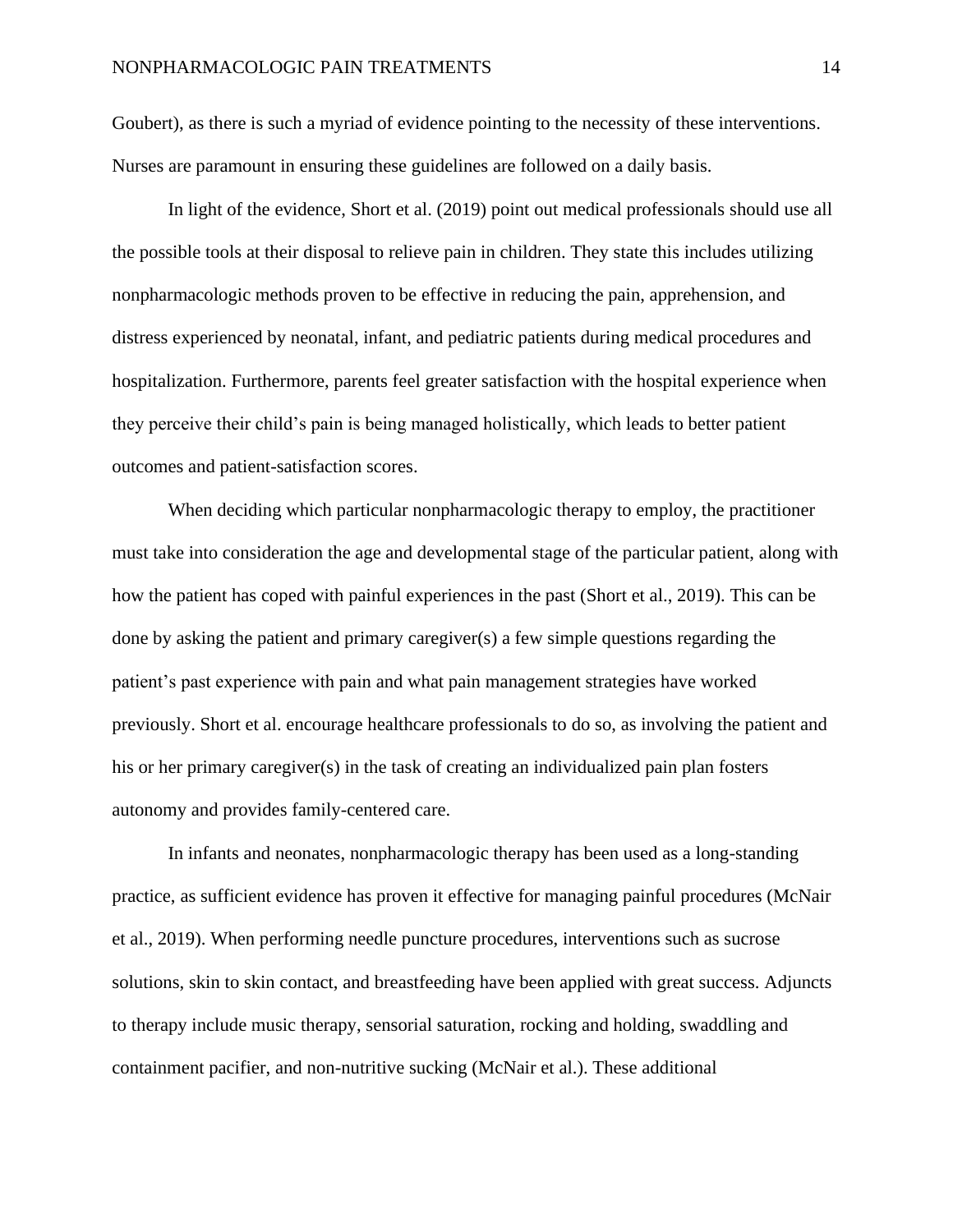Goubert), as there is such a myriad of evidence pointing to the necessity of these interventions. Nurses are paramount in ensuring these guidelines are followed on a daily basis.

In light of the evidence, Short et al. (2019) point out medical professionals should use all the possible tools at their disposal to relieve pain in children. They state this includes utilizing nonpharmacologic methods proven to be effective in reducing the pain, apprehension, and distress experienced by neonatal, infant, and pediatric patients during medical procedures and hospitalization. Furthermore, parents feel greater satisfaction with the hospital experience when they perceive their child's pain is being managed holistically, which leads to better patient outcomes and patient-satisfaction scores.

When deciding which particular nonpharmacologic therapy to employ, the practitioner must take into consideration the age and developmental stage of the particular patient, along with how the patient has coped with painful experiences in the past (Short et al., 2019). This can be done by asking the patient and primary caregiver(s) a few simple questions regarding the patient's past experience with pain and what pain management strategies have worked previously. Short et al. encourage healthcare professionals to do so, as involving the patient and his or her primary caregiver(s) in the task of creating an individualized pain plan fosters autonomy and provides family-centered care.

In infants and neonates, nonpharmacologic therapy has been used as a long-standing practice, as sufficient evidence has proven it effective for managing painful procedures (McNair et al., 2019). When performing needle puncture procedures, interventions such as sucrose solutions, skin to skin contact, and breastfeeding have been applied with great success. Adjuncts to therapy include music therapy, sensorial saturation, rocking and holding, swaddling and containment pacifier, and non-nutritive sucking (McNair et al.). These additional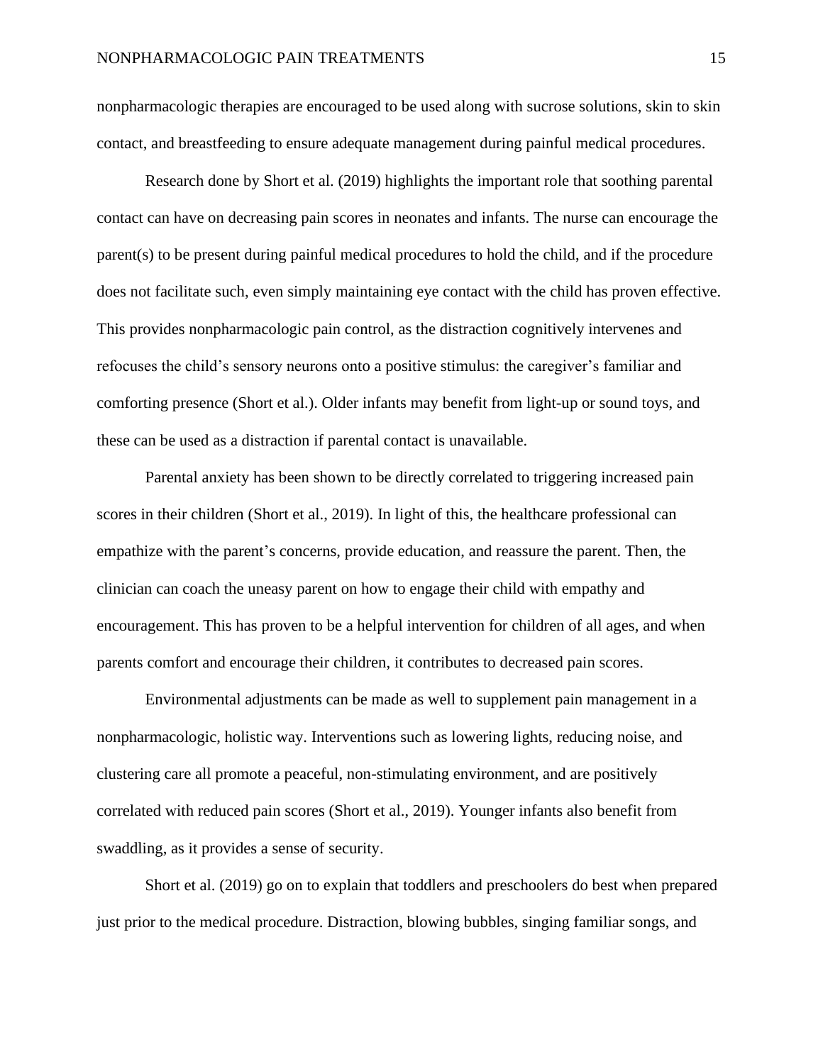nonpharmacologic therapies are encouraged to be used along with sucrose solutions, skin to skin contact, and breastfeeding to ensure adequate management during painful medical procedures.

Research done by Short et al. (2019) highlights the important role that soothing parental contact can have on decreasing pain scores in neonates and infants. The nurse can encourage the parent(s) to be present during painful medical procedures to hold the child, and if the procedure does not facilitate such, even simply maintaining eye contact with the child has proven effective. This provides nonpharmacologic pain control, as the distraction cognitively intervenes and refocuses the child's sensory neurons onto a positive stimulus: the caregiver's familiar and comforting presence (Short et al.). Older infants may benefit from light-up or sound toys, and these can be used as a distraction if parental contact is unavailable.

Parental anxiety has been shown to be directly correlated to triggering increased pain scores in their children (Short et al., 2019). In light of this, the healthcare professional can empathize with the parent's concerns, provide education, and reassure the parent. Then, the clinician can coach the uneasy parent on how to engage their child with empathy and encouragement. This has proven to be a helpful intervention for children of all ages, and when parents comfort and encourage their children, it contributes to decreased pain scores.

Environmental adjustments can be made as well to supplement pain management in a nonpharmacologic, holistic way. Interventions such as lowering lights, reducing noise, and clustering care all promote a peaceful, non-stimulating environment, and are positively correlated with reduced pain scores (Short et al., 2019). Younger infants also benefit from swaddling, as it provides a sense of security.

Short et al. (2019) go on to explain that toddlers and preschoolers do best when prepared just prior to the medical procedure. Distraction, blowing bubbles, singing familiar songs, and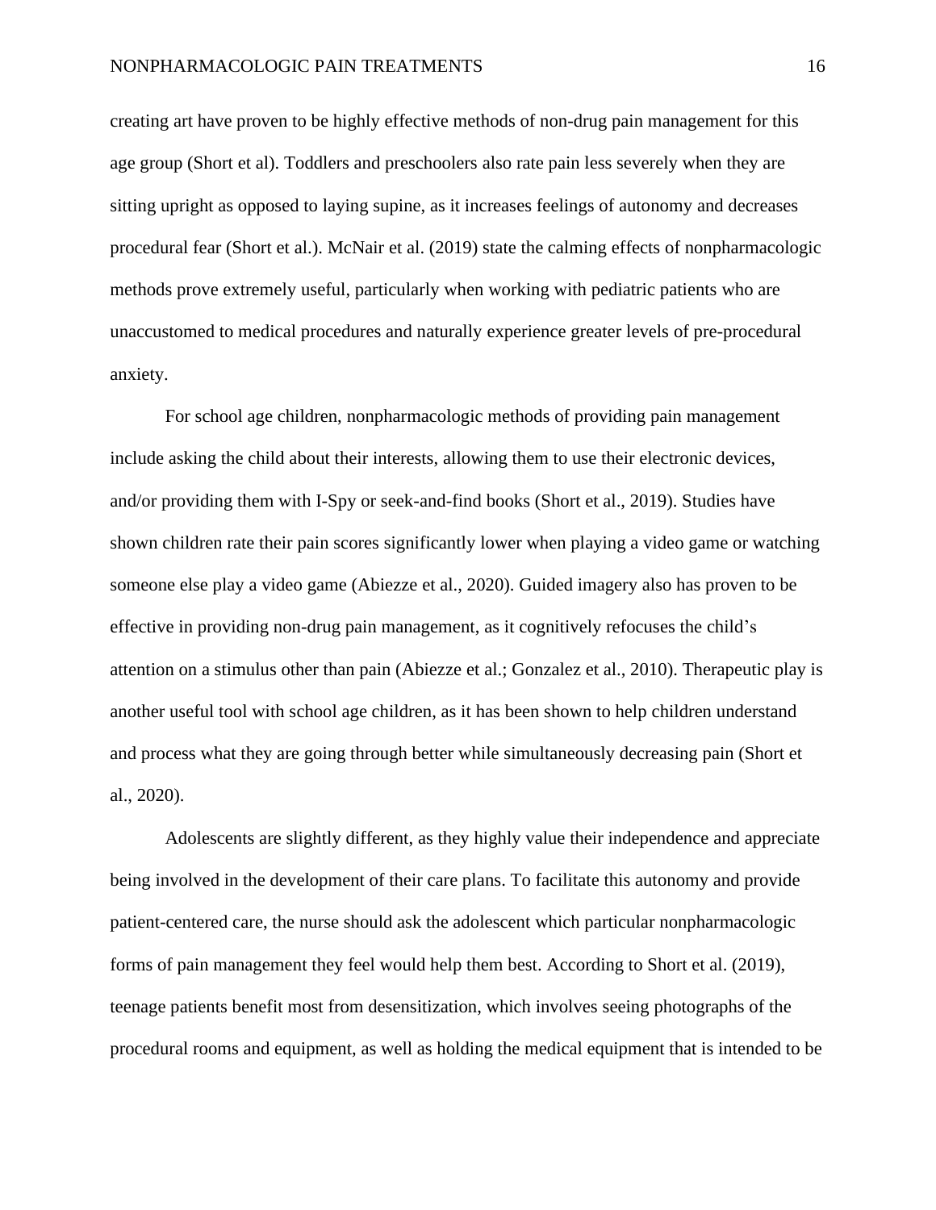creating art have proven to be highly effective methods of non-drug pain management for this age group (Short et al). Toddlers and preschoolers also rate pain less severely when they are sitting upright as opposed to laying supine, as it increases feelings of autonomy and decreases procedural fear (Short et al.). McNair et al. (2019) state the calming effects of nonpharmacologic methods prove extremely useful, particularly when working with pediatric patients who are unaccustomed to medical procedures and naturally experience greater levels of pre-procedural anxiety.

For school age children, nonpharmacologic methods of providing pain management include asking the child about their interests, allowing them to use their electronic devices, and/or providing them with I-Spy or seek-and-find books (Short et al., 2019). Studies have shown children rate their pain scores significantly lower when playing a video game or watching someone else play a video game (Abiezze et al., 2020). Guided imagery also has proven to be effective in providing non-drug pain management, as it cognitively refocuses the child's attention on a stimulus other than pain (Abiezze et al.; Gonzalez et al., 2010). Therapeutic play is another useful tool with school age children, as it has been shown to help children understand and process what they are going through better while simultaneously decreasing pain (Short et al., 2020).

Adolescents are slightly different, as they highly value their independence and appreciate being involved in the development of their care plans. To facilitate this autonomy and provide patient-centered care, the nurse should ask the adolescent which particular nonpharmacologic forms of pain management they feel would help them best. According to Short et al. (2019), teenage patients benefit most from desensitization, which involves seeing photographs of the procedural rooms and equipment, as well as holding the medical equipment that is intended to be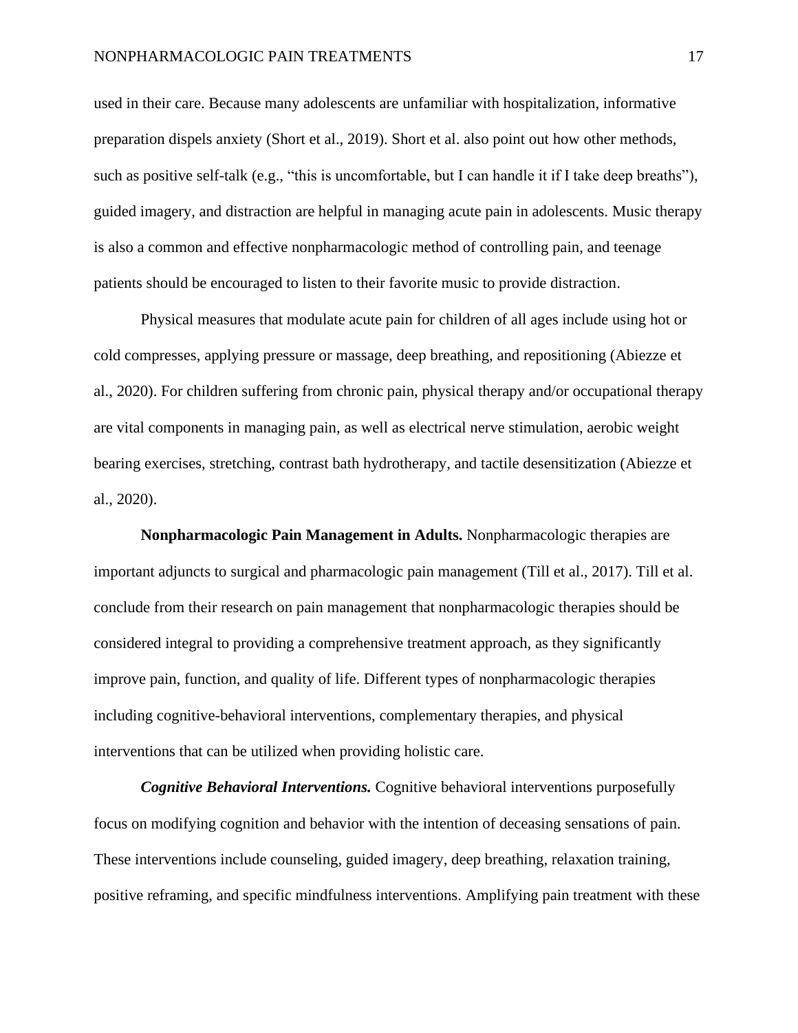used in their care. Because many adolescents are unfamiliar with hospitalization, informative preparation dispels anxiety (Short et al., 2019). Short et al. also point out how other methods, such as positive self-talk (e.g., "this is uncomfortable, but I can handle it if I take deep breaths"), guided imagery, and distraction are helpful in managing acute pain in adolescents. Music therapy is also a common and effective nonpharmacologic method of controlling pain, and teenage patients should be encouraged to listen to their favorite music to provide distraction.

Physical measures that modulate acute pain for children of all ages include using hot or cold compresses, applying pressure or massage, deep breathing, and repositioning (Abiezze et al., 2020). For children suffering from chronic pain, physical therapy and/or occupational therapy are vital components in managing pain, as well as electrical nerve stimulation, aerobic weight bearing exercises, stretching, contrast bath hydrotherapy, and tactile desensitization (Abiezze et al., 2020).

**Nonpharmacologic Pain Management in Adults.** Nonpharmacologic therapies are important adjuncts to surgical and pharmacologic pain management (Till et al., 2017). Till et al. conclude from their research on pain management that nonpharmacologic therapies should be considered integral to providing a comprehensive treatment approach, as they significantly improve pain, function, and quality of life. Different types of nonpharmacologic therapies including cognitive-behavioral interventions, complementary therapies, and physical interventions that can be utilized when providing holistic care.

***Cognitive Behavioral Interventions.*** Cognitive behavioral interventions purposefully focus on modifying cognition and behavior with the intention of deceasing sensations of pain. These interventions include counseling, guided imagery, deep breathing, relaxation training, positive reframing, and specific mindfulness interventions. Amplifying pain treatment with these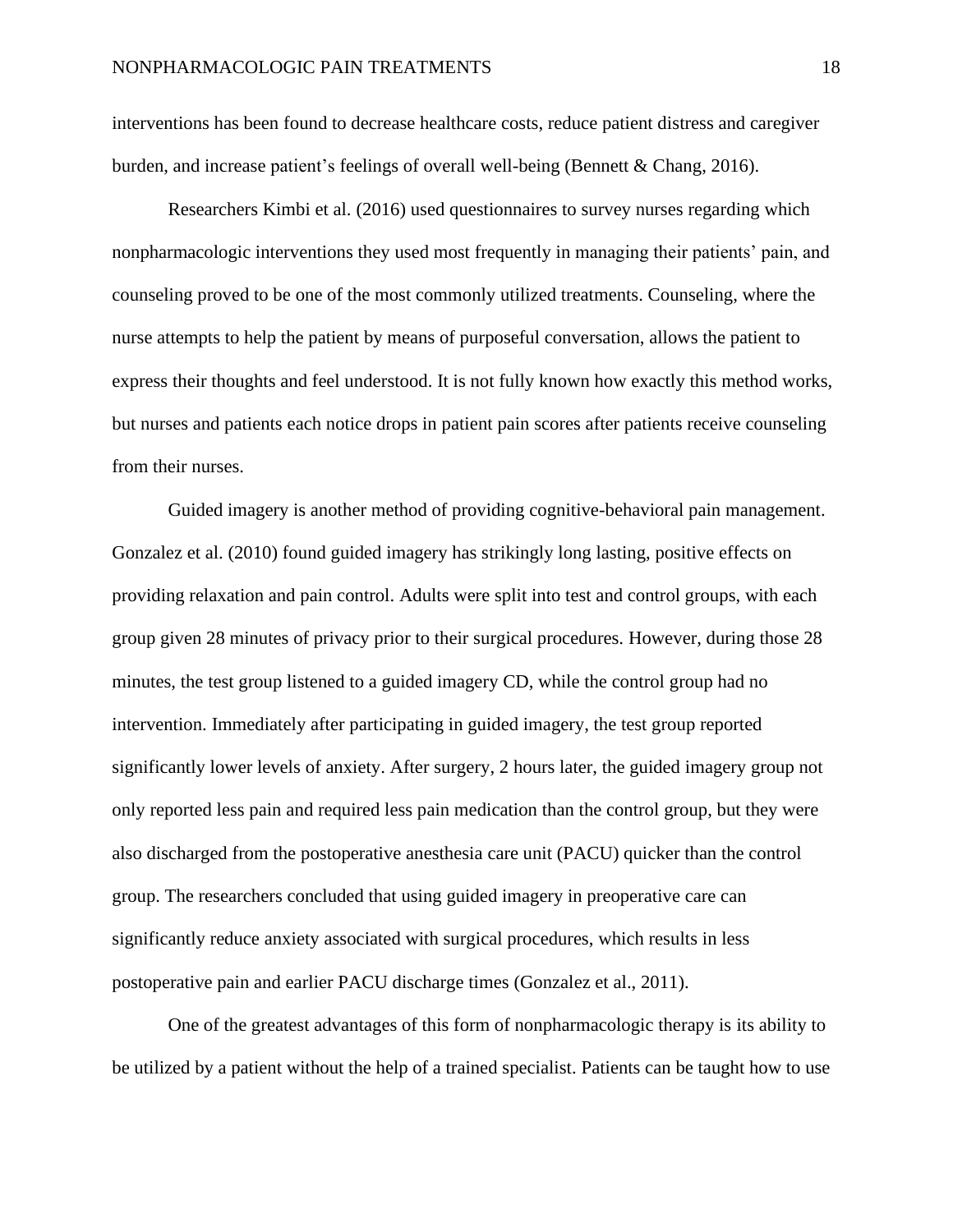interventions has been found to decrease healthcare costs, reduce patient distress and caregiver burden, and increase patient's feelings of overall well-being (Bennett & Chang, 2016).

Researchers Kimbi et al. (2016) used questionnaires to survey nurses regarding which nonpharmacologic interventions they used most frequently in managing their patients' pain, and counseling proved to be one of the most commonly utilized treatments. Counseling, where the nurse attempts to help the patient by means of purposeful conversation, allows the patient to express their thoughts and feel understood. It is not fully known how exactly this method works, but nurses and patients each notice drops in patient pain scores after patients receive counseling from their nurses.

Guided imagery is another method of providing cognitive-behavioral pain management. Gonzalez et al. (2010) found guided imagery has strikingly long lasting, positive effects on providing relaxation and pain control. Adults were split into test and control groups, with each group given 28 minutes of privacy prior to their surgical procedures. However, during those 28 minutes, the test group listened to a guided imagery CD, while the control group had no intervention. Immediately after participating in guided imagery, the test group reported significantly lower levels of anxiety. After surgery, 2 hours later, the guided imagery group not only reported less pain and required less pain medication than the control group, but they were also discharged from the postoperative anesthesia care unit (PACU) quicker than the control group. The researchers concluded that using guided imagery in preoperative care can significantly reduce anxiety associated with surgical procedures, which results in less postoperative pain and earlier PACU discharge times (Gonzalez et al., 2011).

One of the greatest advantages of this form of nonpharmacologic therapy is its ability to be utilized by a patient without the help of a trained specialist. Patients can be taught how to use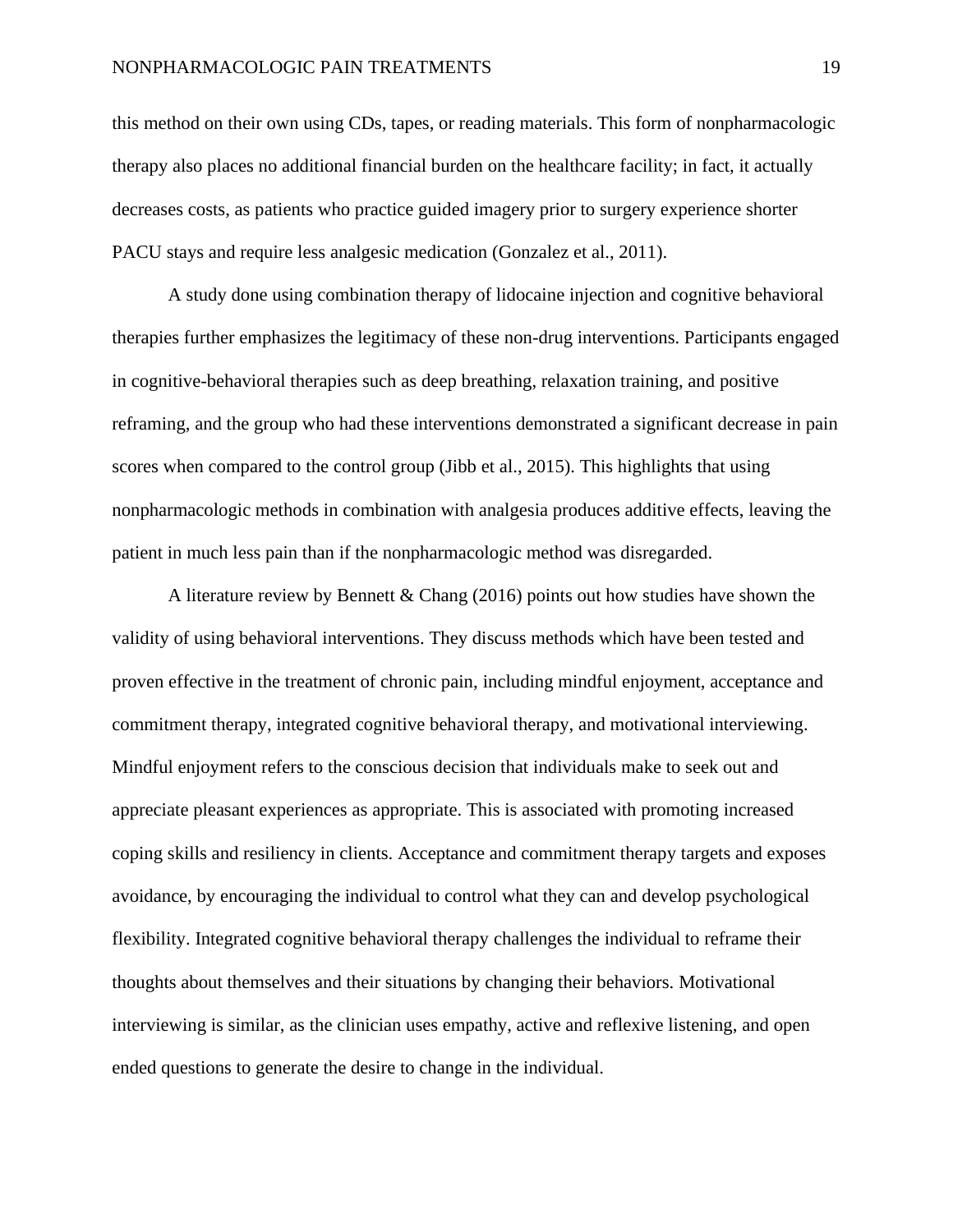this method on their own using CDs, tapes, or reading materials. This form of nonpharmacologic therapy also places no additional financial burden on the healthcare facility; in fact, it actually decreases costs, as patients who practice guided imagery prior to surgery experience shorter PACU stays and require less analgesic medication (Gonzalez et al., 2011).

A study done using combination therapy of lidocaine injection and cognitive behavioral therapies further emphasizes the legitimacy of these non-drug interventions. Participants engaged in cognitive-behavioral therapies such as deep breathing, relaxation training, and positive reframing, and the group who had these interventions demonstrated a significant decrease in pain scores when compared to the control group (Jibb et al., 2015). This highlights that using nonpharmacologic methods in combination with analgesia produces additive effects, leaving the patient in much less pain than if the nonpharmacologic method was disregarded.

A literature review by Bennett & Chang (2016) points out how studies have shown the validity of using behavioral interventions. They discuss methods which have been tested and proven effective in the treatment of chronic pain, including mindful enjoyment, acceptance and commitment therapy, integrated cognitive behavioral therapy, and motivational interviewing. Mindful enjoyment refers to the conscious decision that individuals make to seek out and appreciate pleasant experiences as appropriate. This is associated with promoting increased coping skills and resiliency in clients. Acceptance and commitment therapy targets and exposes avoidance, by encouraging the individual to control what they can and develop psychological flexibility. Integrated cognitive behavioral therapy challenges the individual to reframe their thoughts about themselves and their situations by changing their behaviors. Motivational interviewing is similar, as the clinician uses empathy, active and reflexive listening, and open ended questions to generate the desire to change in the individual.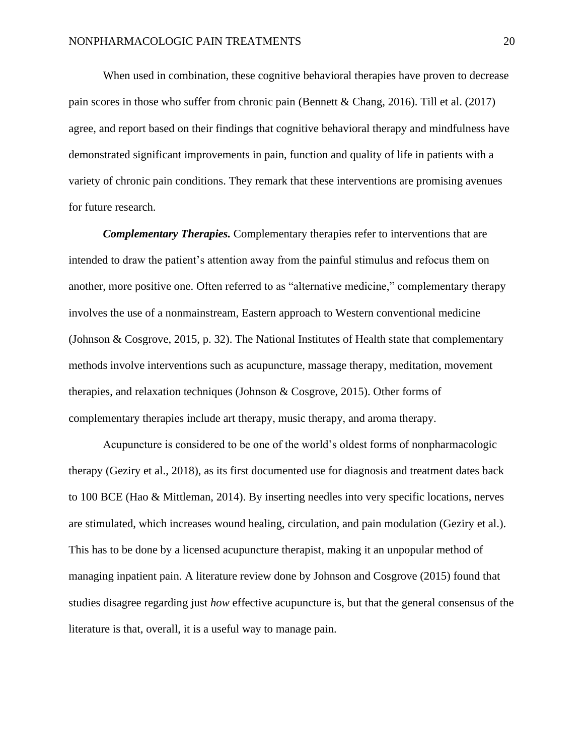When used in combination, these cognitive behavioral therapies have proven to decrease pain scores in those who suffer from chronic pain (Bennett & Chang, 2016). Till et al. (2017) agree, and report based on their findings that cognitive behavioral therapy and mindfulness have demonstrated significant improvements in pain, function and quality of life in patients with a variety of chronic pain conditions. They remark that these interventions are promising avenues for future research.

***Complementary Therapies.*** Complementary therapies refer to interventions that are intended to draw the patient's attention away from the painful stimulus and refocus them on another, more positive one. Often referred to as "alternative medicine," complementary therapy involves the use of a nonmainstream, Eastern approach to Western conventional medicine (Johnson & Cosgrove, 2015, p. 32). The National Institutes of Health state that complementary methods involve interventions such as acupuncture, massage therapy, meditation, movement therapies, and relaxation techniques (Johnson & Cosgrove, 2015). Other forms of complementary therapies include art therapy, music therapy, and aroma therapy.

Acupuncture is considered to be one of the world's oldest forms of nonpharmacologic therapy (Geziry et al., 2018), as its first documented use for diagnosis and treatment dates back to 100 BCE (Hao & Mittleman, 2014). By inserting needles into very specific locations, nerves are stimulated, which increases wound healing, circulation, and pain modulation (Geziry et al.). This has to be done by a licensed acupuncture therapist, making it an unpopular method of managing inpatient pain. A literature review done by Johnson and Cosgrove (2015) found that studies disagree regarding just *how* effective acupuncture is, but that the general consensus of the literature is that, overall, it is a useful way to manage pain.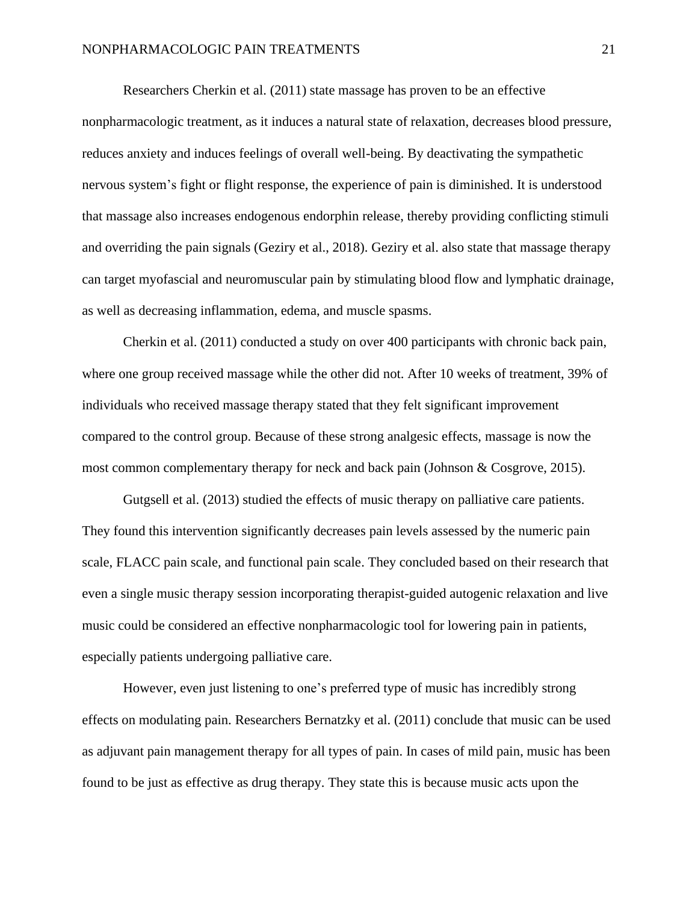Researchers Cherkin et al. (2011) state massage has proven to be an effective nonpharmacologic treatment, as it induces a natural state of relaxation, decreases blood pressure, reduces anxiety and induces feelings of overall well-being. By deactivating the sympathetic nervous system's fight or flight response, the experience of pain is diminished. It is understood that massage also increases endogenous endorphin release, thereby providing conflicting stimuli and overriding the pain signals (Geziry et al., 2018). Geziry et al. also state that massage therapy can target myofascial and neuromuscular pain by stimulating blood flow and lymphatic drainage, as well as decreasing inflammation, edema, and muscle spasms.

Cherkin et al. (2011) conducted a study on over 400 participants with chronic back pain, where one group received massage while the other did not. After 10 weeks of treatment, 39% of individuals who received massage therapy stated that they felt significant improvement compared to the control group. Because of these strong analgesic effects, massage is now the most common complementary therapy for neck and back pain (Johnson & Cosgrove, 2015).

Gutgsell et al. (2013) studied the effects of music therapy on palliative care patients. They found this intervention significantly decreases pain levels assessed by the numeric pain scale, FLACC pain scale, and functional pain scale. They concluded based on their research that even a single music therapy session incorporating therapist-guided autogenic relaxation and live music could be considered an effective nonpharmacologic tool for lowering pain in patients, especially patients undergoing palliative care.

However, even just listening to one's preferred type of music has incredibly strong effects on modulating pain. Researchers Bernatzky et al. (2011) conclude that music can be used as adjuvant pain management therapy for all types of pain. In cases of mild pain, music has been found to be just as effective as drug therapy. They state this is because music acts upon the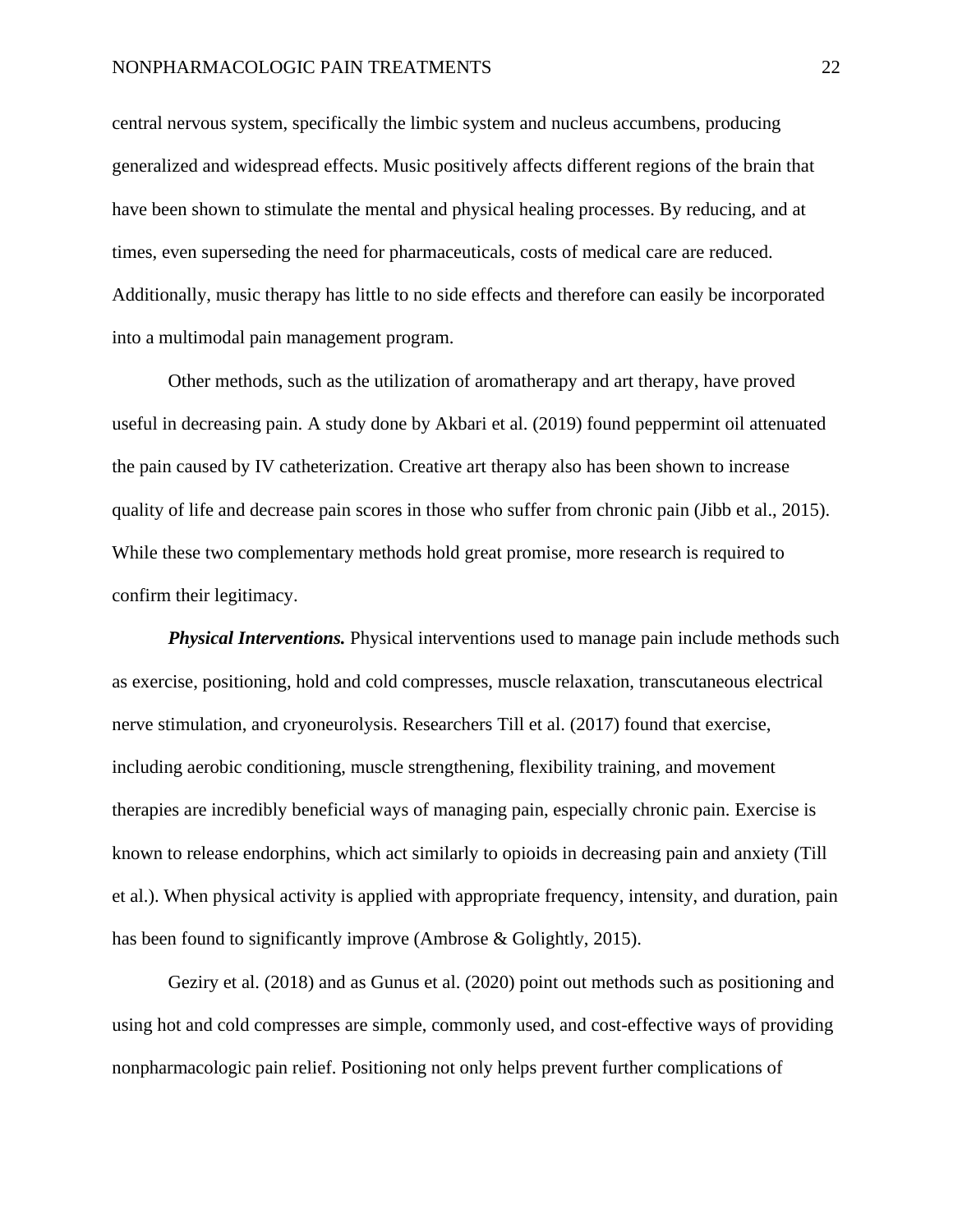central nervous system, specifically the limbic system and nucleus accumbens, producing generalized and widespread effects. Music positively affects different regions of the brain that have been shown to stimulate the mental and physical healing processes. By reducing, and at times, even superseding the need for pharmaceuticals, costs of medical care are reduced. Additionally, music therapy has little to no side effects and therefore can easily be incorporated into a multimodal pain management program.

Other methods, such as the utilization of aromatherapy and art therapy, have proved useful in decreasing pain. A study done by Akbari et al. (2019) found peppermint oil attenuated the pain caused by IV catheterization. Creative art therapy also has been shown to increase quality of life and decrease pain scores in those who suffer from chronic pain (Jibb et al., 2015). While these two complementary methods hold great promise, more research is required to confirm their legitimacy.

***Physical Interventions.*** Physical interventions used to manage pain include methods such as exercise, positioning, hold and cold compresses, muscle relaxation, transcutaneous electrical nerve stimulation, and cryoneurolysis. Researchers Till et al. (2017) found that exercise, including aerobic conditioning, muscle strengthening, flexibility training, and movement therapies are incredibly beneficial ways of managing pain, especially chronic pain. Exercise is known to release endorphins, which act similarly to opioids in decreasing pain and anxiety (Till et al.). When physical activity is applied with appropriate frequency, intensity, and duration, pain has been found to significantly improve (Ambrose & Golightly, 2015).

Geziry et al. (2018) and as Gunus et al. (2020) point out methods such as positioning and using hot and cold compresses are simple, commonly used, and cost-effective ways of providing nonpharmacologic pain relief. Positioning not only helps prevent further complications of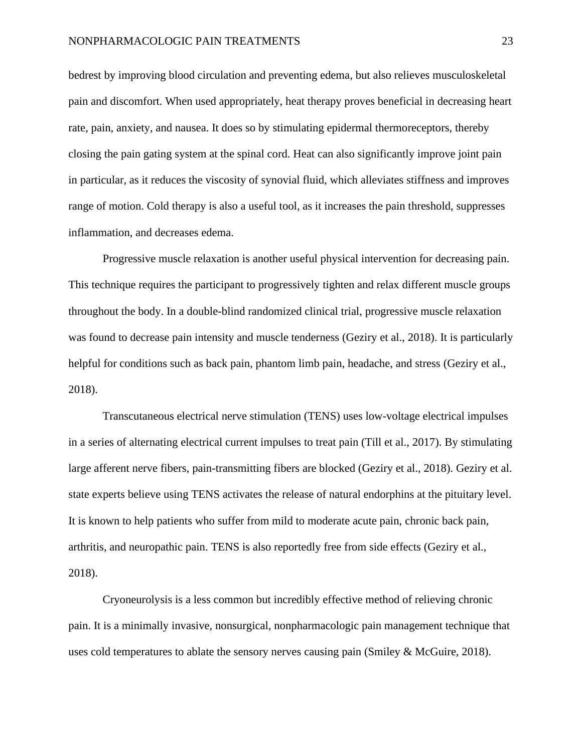bedrest by improving blood circulation and preventing edema, but also relieves musculoskeletal pain and discomfort. When used appropriately, heat therapy proves beneficial in decreasing heart rate, pain, anxiety, and nausea. It does so by stimulating epidermal thermoreceptors, thereby closing the pain gating system at the spinal cord. Heat can also significantly improve joint pain in particular, as it reduces the viscosity of synovial fluid, which alleviates stiffness and improves range of motion. Cold therapy is also a useful tool, as it increases the pain threshold, suppresses inflammation, and decreases edema.

Progressive muscle relaxation is another useful physical intervention for decreasing pain. This technique requires the participant to progressively tighten and relax different muscle groups throughout the body. In a double-blind randomized clinical trial, progressive muscle relaxation was found to decrease pain intensity and muscle tenderness (Geziry et al., 2018). It is particularly helpful for conditions such as back pain, phantom limb pain, headache, and stress (Geziry et al., 2018).

Transcutaneous electrical nerve stimulation (TENS) uses low-voltage electrical impulses in a series of alternating electrical current impulses to treat pain (Till et al., 2017). By stimulating large afferent nerve fibers, pain-transmitting fibers are blocked (Geziry et al., 2018). Geziry et al. state experts believe using TENS activates the release of natural endorphins at the pituitary level. It is known to help patients who suffer from mild to moderate acute pain, chronic back pain, arthritis, and neuropathic pain. TENS is also reportedly free from side effects (Geziry et al., 2018).

Cryoneurolysis is a less common but incredibly effective method of relieving chronic pain. It is a minimally invasive, nonsurgical, nonpharmacologic pain management technique that uses cold temperatures to ablate the sensory nerves causing pain (Smiley & McGuire, 2018).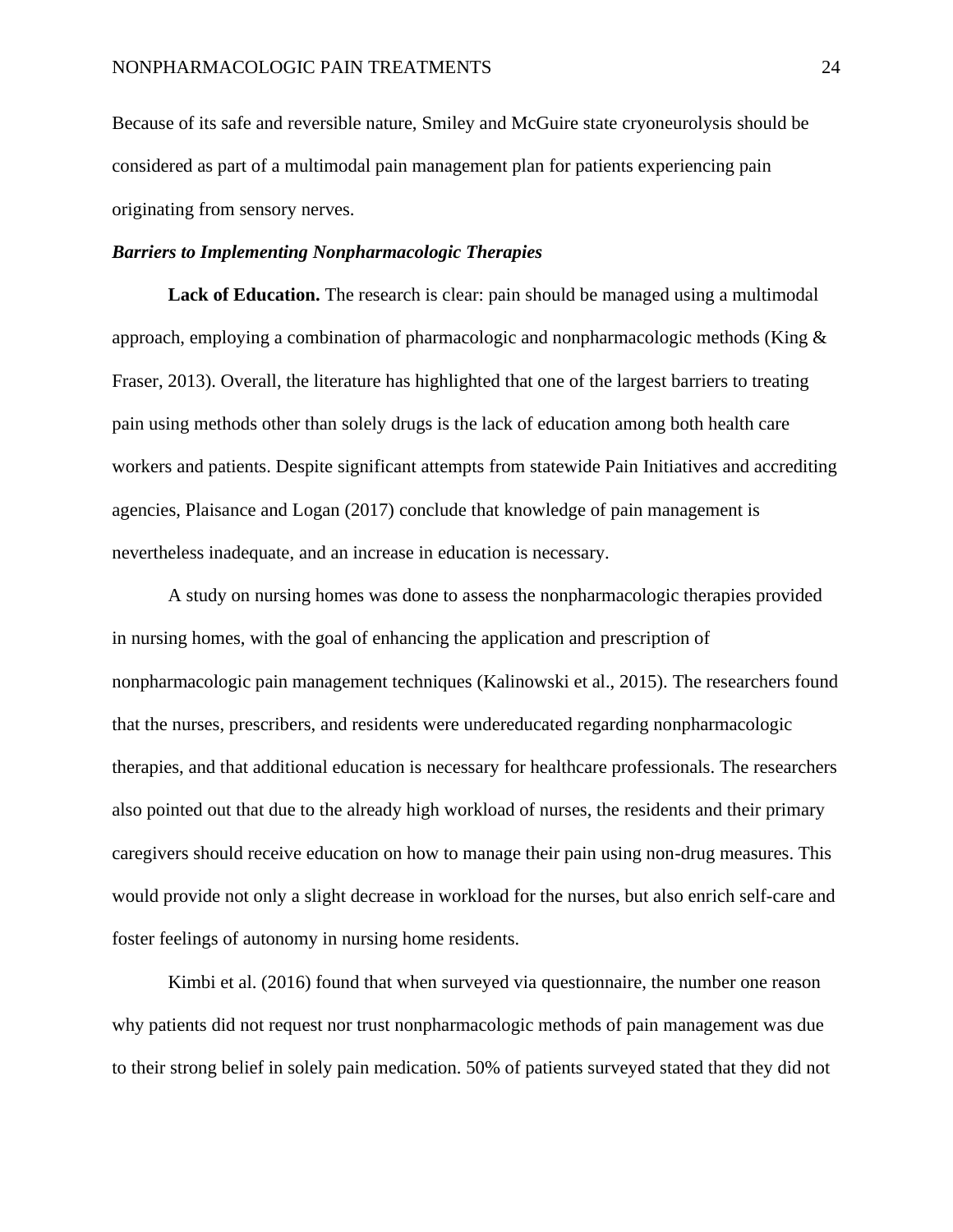Because of its safe and reversible nature, Smiley and McGuire state cryoneurolysis should be considered as part of a multimodal pain management plan for patients experiencing pain originating from sensory nerves.

### ***Barriers to Implementing Nonpharmacologic Therapies***

**Lack of Education.** The research is clear: pain should be managed using a multimodal approach, employing a combination of pharmacologic and nonpharmacologic methods (King & Fraser, 2013). Overall, the literature has highlighted that one of the largest barriers to treating pain using methods other than solely drugs is the lack of education among both health care workers and patients. Despite significant attempts from statewide Pain Initiatives and accrediting agencies, Plaisance and Logan (2017) conclude that knowledge of pain management is nevertheless inadequate, and an increase in education is necessary.

A study on nursing homes was done to assess the nonpharmacologic therapies provided in nursing homes, with the goal of enhancing the application and prescription of nonpharmacologic pain management techniques (Kalinowski et al., 2015). The researchers found that the nurses, prescribers, and residents were undereducated regarding nonpharmacologic therapies, and that additional education is necessary for healthcare professionals. The researchers also pointed out that due to the already high workload of nurses, the residents and their primary caregivers should receive education on how to manage their pain using non-drug measures. This would provide not only a slight decrease in workload for the nurses, but also enrich self-care and foster feelings of autonomy in nursing home residents.

Kimbi et al. (2016) found that when surveyed via questionnaire, the number one reason why patients did not request nor trust nonpharmacologic methods of pain management was due to their strong belief in solely pain medication. 50% of patients surveyed stated that they did not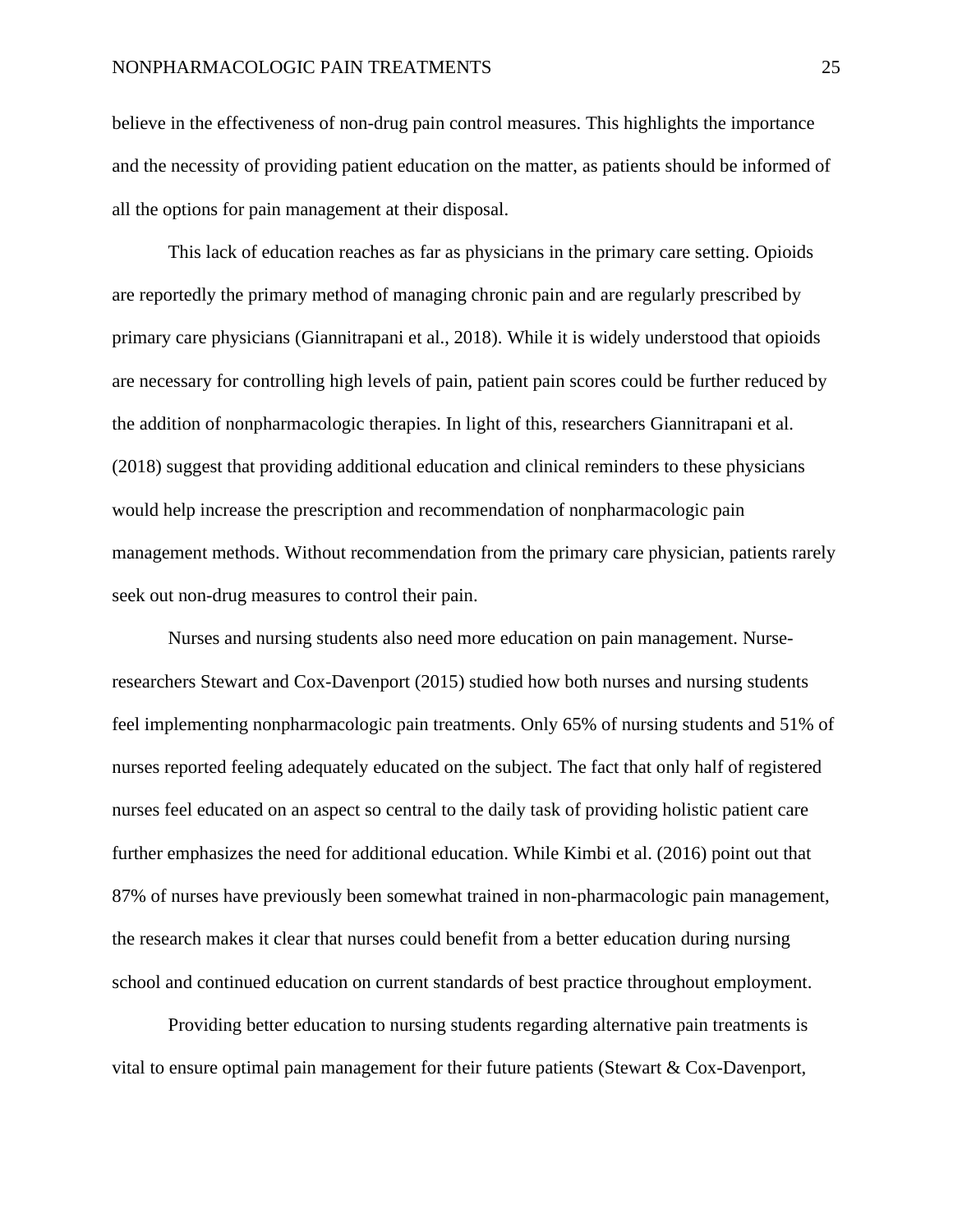believe in the effectiveness of non-drug pain control measures. This highlights the importance and the necessity of providing patient education on the matter, as patients should be informed of all the options for pain management at their disposal.

This lack of education reaches as far as physicians in the primary care setting. Opioids are reportedly the primary method of managing chronic pain and are regularly prescribed by primary care physicians (Giannitrapani et al., 2018). While it is widely understood that opioids are necessary for controlling high levels of pain, patient pain scores could be further reduced by the addition of nonpharmacologic therapies. In light of this, researchers Giannitrapani et al. (2018) suggest that providing additional education and clinical reminders to these physicians would help increase the prescription and recommendation of nonpharmacologic pain management methods. Without recommendation from the primary care physician, patients rarely seek out non-drug measures to control their pain.

Nurses and nursing students also need more education on pain management. Nurse-researchers Stewart and Cox-Davenport (2015) studied how both nurses and nursing students feel implementing nonpharmacologic pain treatments. Only 65% of nursing students and 51% of nurses reported feeling adequately educated on the subject. The fact that only half of registered nurses feel educated on an aspect so central to the daily task of providing holistic patient care further emphasizes the need for additional education. While Kimbi et al. (2016) point out that 87% of nurses have previously been somewhat trained in non-pharmacologic pain management, the research makes it clear that nurses could benefit from a better education during nursing school and continued education on current standards of best practice throughout employment.

Providing better education to nursing students regarding alternative pain treatments is vital to ensure optimal pain management for their future patients (Stewart & Cox-Davenport,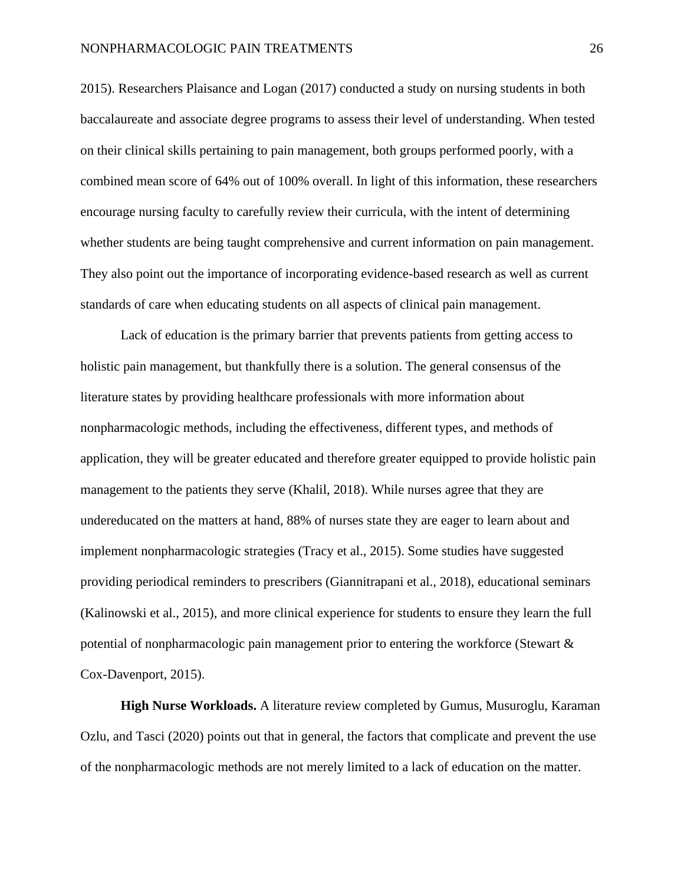2015). Researchers Plaisance and Logan (2017) conducted a study on nursing students in both baccalaureate and associate degree programs to assess their level of understanding. When tested on their clinical skills pertaining to pain management, both groups performed poorly, with a combined mean score of 64% out of 100% overall. In light of this information, these researchers encourage nursing faculty to carefully review their curricula, with the intent of determining whether students are being taught comprehensive and current information on pain management. They also point out the importance of incorporating evidence-based research as well as current standards of care when educating students on all aspects of clinical pain management.

Lack of education is the primary barrier that prevents patients from getting access to holistic pain management, but thankfully there is a solution. The general consensus of the literature states by providing healthcare professionals with more information about nonpharmacologic methods, including the effectiveness, different types, and methods of application, they will be greater educated and therefore greater equipped to provide holistic pain management to the patients they serve (Khalil, 2018). While nurses agree that they are undereducated on the matters at hand, 88% of nurses state they are eager to learn about and implement nonpharmacologic strategies (Tracy et al., 2015). Some studies have suggested providing periodical reminders to prescribers (Giannitrapani et al., 2018), educational seminars (Kalinowski et al., 2015), and more clinical experience for students to ensure they learn the full potential of nonpharmacologic pain management prior to entering the workforce (Stewart & Cox-Davenport, 2015).

**High Nurse Workloads.** A literature review completed by Gumus, Musuroglu, Karaman Ozlu, and Tasci (2020) points out that in general, the factors that complicate and prevent the use of the nonpharmacologic methods are not merely limited to a lack of education on the matter.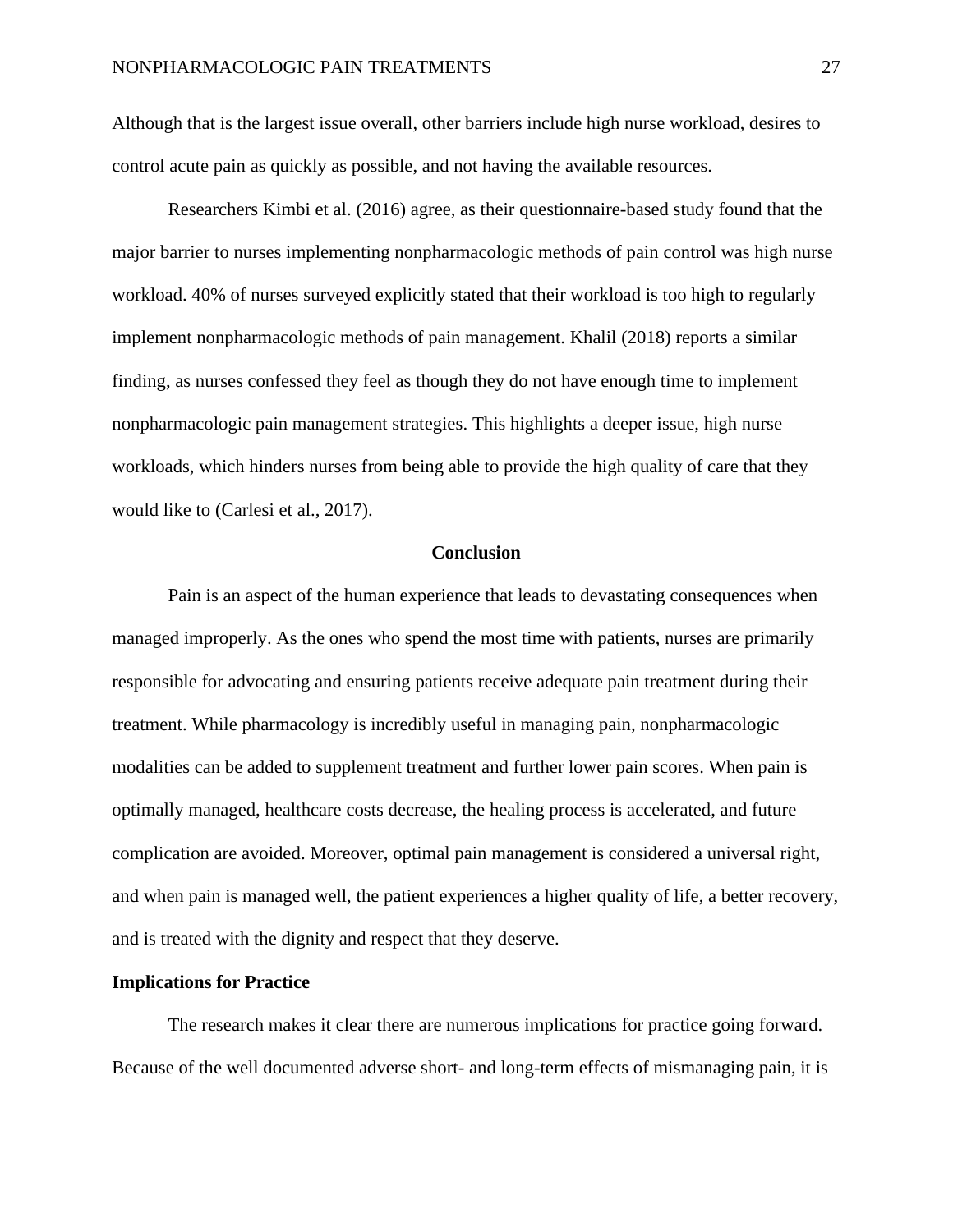Although that is the largest issue overall, other barriers include high nurse workload, desires to control acute pain as quickly as possible, and not having the available resources.

Researchers Kimbi et al. (2016) agree, as their questionnaire-based study found that the major barrier to nurses implementing nonpharmacologic methods of pain control was high nurse workload. 40% of nurses surveyed explicitly stated that their workload is too high to regularly implement nonpharmacologic methods of pain management. Khalil (2018) reports a similar finding, as nurses confessed they feel as though they do not have enough time to implement nonpharmacologic pain management strategies. This highlights a deeper issue, high nurse workloads, which hinders nurses from being able to provide the high quality of care that they would like to (Carlesi et al., 2017).

## Conclusion

Pain is an aspect of the human experience that leads to devastating consequences when managed improperly. As the ones who spend the most time with patients, nurses are primarily responsible for advocating and ensuring patients receive adequate pain treatment during their treatment. While pharmacology is incredibly useful in managing pain, nonpharmacologic modalities can be added to supplement treatment and further lower pain scores. When pain is optimally managed, healthcare costs decrease, the healing process is accelerated, and future complication are avoided. Moreover, optimal pain management is considered a universal right, and when pain is managed well, the patient experiences a higher quality of life, a better recovery, and is treated with the dignity and respect that they deserve.

### Implications for Practice

The research makes it clear there are numerous implications for practice going forward. Because of the well documented adverse short- and long-term effects of mismanaging pain, it is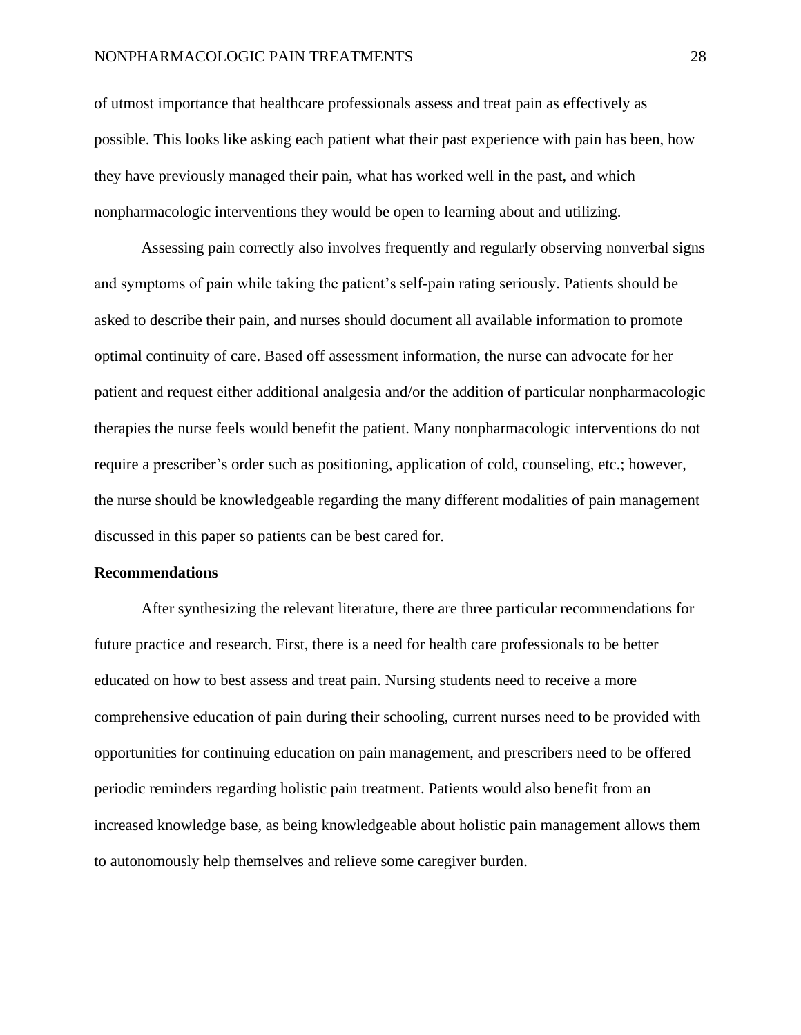of utmost importance that healthcare professionals assess and treat pain as effectively as possible. This looks like asking each patient what their past experience with pain has been, how they have previously managed their pain, what has worked well in the past, and which nonpharmacologic interventions they would be open to learning about and utilizing.

Assessing pain correctly also involves frequently and regularly observing nonverbal signs and symptoms of pain while taking the patient's self-pain rating seriously. Patients should be asked to describe their pain, and nurses should document all available information to promote optimal continuity of care. Based off assessment information, the nurse can advocate for her patient and request either additional analgesia and/or the addition of particular nonpharmacologic therapies the nurse feels would benefit the patient. Many nonpharmacologic interventions do not require a prescriber's order such as positioning, application of cold, counseling, etc.; however, the nurse should be knowledgeable regarding the many different modalities of pain management discussed in this paper so patients can be best cared for.

**Recommendations**

After synthesizing the relevant literature, there are three particular recommendations for future practice and research. First, there is a need for health care professionals to be better educated on how to best assess and treat pain. Nursing students need to receive a more comprehensive education of pain during their schooling, current nurses need to be provided with opportunities for continuing education on pain management, and prescribers need to be offered periodic reminders regarding holistic pain treatment. Patients would also benefit from an increased knowledge base, as being knowledgeable about holistic pain management allows them to autonomously help themselves and relieve some caregiver burden.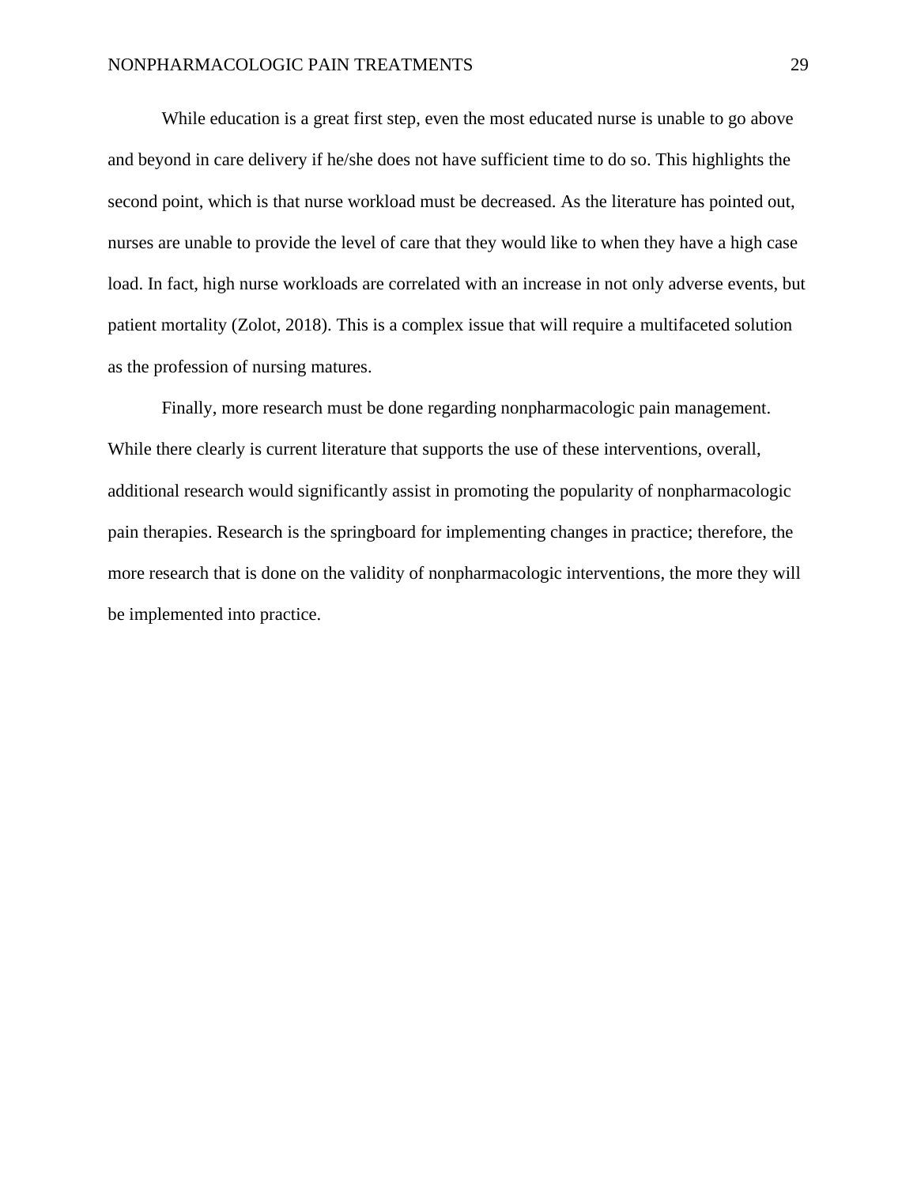While education is a great first step, even the most educated nurse is unable to go above and beyond in care delivery if he/she does not have sufficient time to do so. This highlights the second point, which is that nurse workload must be decreased. As the literature has pointed out, nurses are unable to provide the level of care that they would like to when they have a high case load. In fact, high nurse workloads are correlated with an increase in not only adverse events, but patient mortality (Zolot, 2018). This is a complex issue that will require a multifaceted solution as the profession of nursing matures.

Finally, more research must be done regarding nonpharmacologic pain management. While there clearly is current literature that supports the use of these interventions, overall, additional research would significantly assist in promoting the popularity of nonpharmacologic pain therapies. Research is the springboard for implementing changes in practice; therefore, the more research that is done on the validity of nonpharmacologic interventions, the more they will be implemented into practice.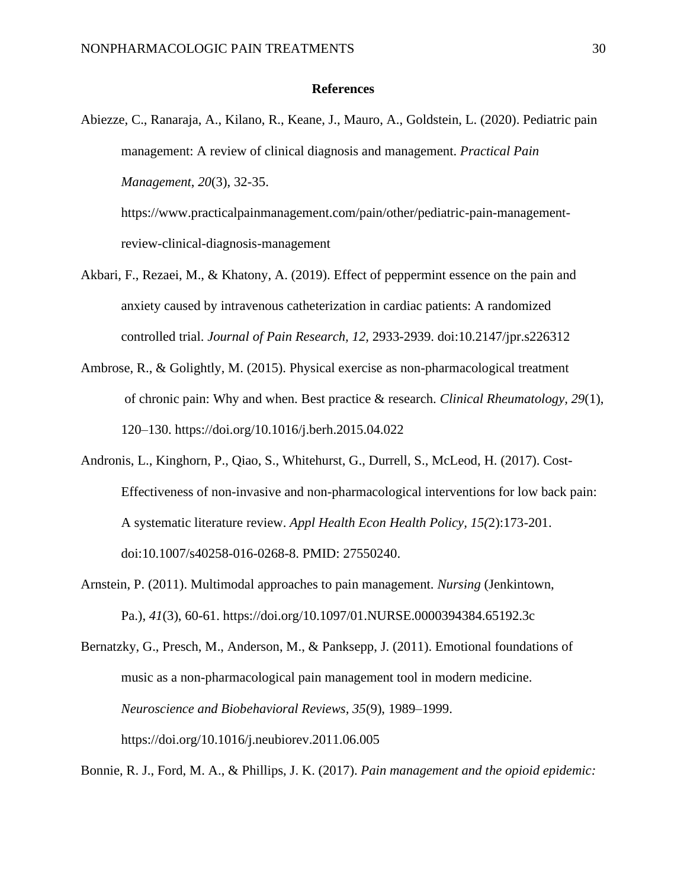# References

Abiezze, C., Ranaraja, A., Kilano, R., Keane, J., Mauro, A., Goldstein, L. (2020). Pediatric pain management: A review of clinical diagnosis and management. *Practical Pain Management*, *20*(3), 32-35. https://www.practicalpainmanagement.com/pain/other/pediatric-pain-management-review-clinical-diagnosis-management

Akbari, F., Rezaei, M., & Khatony, A. (2019). Effect of peppermint essence on the pain and anxiety caused by intravenous catheterization in cardiac patients: A randomized controlled trial. *Journal of Pain Research, 12,* 2933-2939. doi:10.2147/jpr.s226312

Ambrose, R., & Golightly, M. (2015). Physical exercise as non-pharmacological treatment of chronic pain: Why and when. Best practice & research. *Clinical Rheumatology, 29*(1), 120–130. https://doi.org/10.1016/j.berh.2015.04.022

Andronis, L., Kinghorn, P., Qiao, S., Whitehurst, G., Durrell, S., McLeod, H. (2017). Cost-Effectiveness of non-invasive and non-pharmacological interventions for low back pain: A systematic literature review. *Appl Health Econ Health Policy, 15(*2):173-201. doi:10.1007/s40258-016-0268-8. PMID: 27550240.

Arnstein, P. (2011). Multimodal approaches to pain management. *Nursing* (Jenkintown, Pa.), *41*(3), 60-61. https://doi.org/10.1097/01.NURSE.0000394384.65192.3c

Bernatzky, G., Presch, M., Anderson, M., & Panksepp, J. (2011). Emotional foundations of music as a non-pharmacological pain management tool in modern medicine. *Neuroscience and Biobehavioral Reviews*, *35*(9), 1989–1999. https://doi.org/10.1016/j.neubiorev.2011.06.005

Bonnie, R. J., Ford, M. A., & Phillips, J. K. (2017). *Pain management and the opioid epidemic:*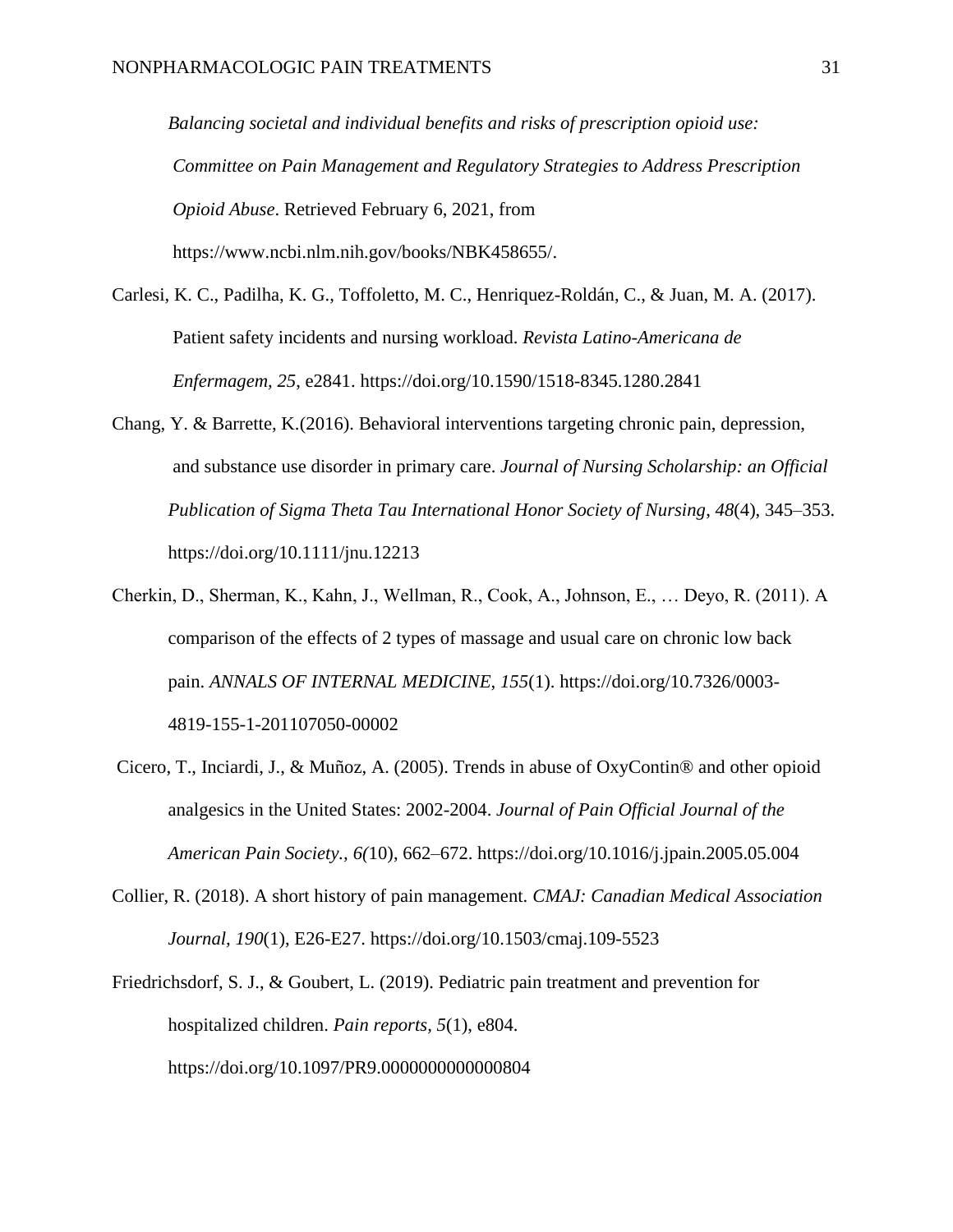*Balancing societal and individual benefits and risks of prescription opioid use: Committee on Pain Management and Regulatory Strategies to Address Prescription Opioid Abuse*. Retrieved February 6, 2021, from https://www.ncbi.nlm.nih.gov/books/NBK458655/.

Carlesi, K. C., Padilha, K. G., Toffoletto, M. C., Henriquez-Roldán, C., & Juan, M. A. (2017). Patient safety incidents and nursing workload. *Revista Latino-Americana de Enfermagem*, *25*, e2841. https://doi.org/10.1590/1518-8345.1280.2841

Chang, Y. & Barrette, K.(2016). Behavioral interventions targeting chronic pain, depression, and substance use disorder in primary care. *Journal of Nursing Scholarship: an Official Publication of Sigma Theta Tau International Honor Society of Nursing*, *48*(4), 345–353. https://doi.org/10.1111/jnu.12213

Cherkin, D., Sherman, K., Kahn, J., Wellman, R., Cook, A., Johnson, E., … Deyo, R. (2011). A comparison of the effects of 2 types of massage and usual care on chronic low back pain. *ANNALS OF INTERNAL MEDICINE, 155*(1). https://doi.org/10.7326/0003-4819-155-1-201107050-00002

Cicero, T., Inciardi, J., & Muñoz, A. (2005). Trends in abuse of OxyContin® and other opioid analgesics in the United States: 2002-2004. *Journal of Pain Official Journal of the American Pain Society., 6(*10), 662–672. https://doi.org/10.1016/j.jpain.2005.05.004

Collier, R. (2018). A short history of pain management. *CMAJ: Canadian Medical Association Journal*, *190*(1), E26-E27. https://doi.org/10.1503/cmaj.109-5523

Friedrichsdorf, S. J., & Goubert, L. (2019). Pediatric pain treatment and prevention for hospitalized children. *Pain reports*, *5*(1), e804. https://doi.org/10.1097/PR9.0000000000000804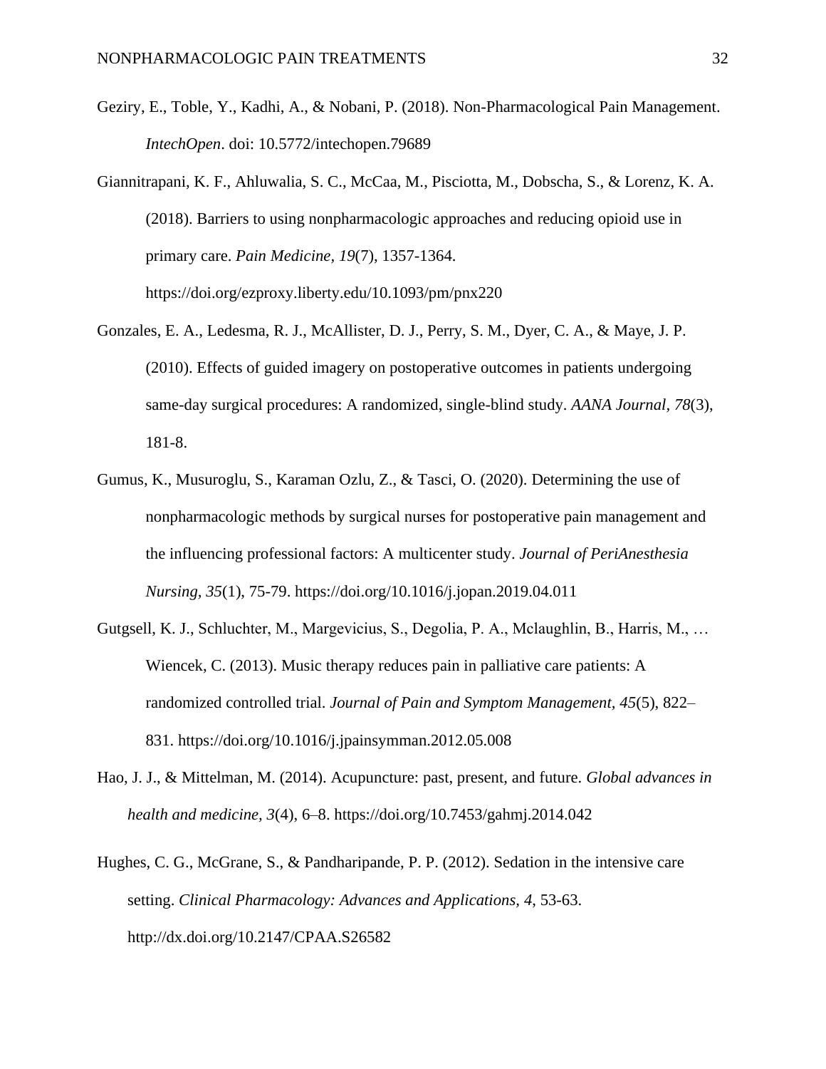Geziry, E., Toble, Y., Kadhi, A., & Nobani, P. (2018). Non-Pharmacological Pain Management. *IntechOpen*. doi: 10.5772/intechopen.79689

Giannitrapani, K. F., Ahluwalia, S. C., McCaa, M., Pisciotta, M., Dobscha, S., & Lorenz, K. A. (2018). Barriers to using nonpharmacologic approaches and reducing opioid use in primary care. *Pain Medicine, 19*(7), 1357-1364. https://doi.org/ezproxy.liberty.edu/10.1093/pm/pnx220

Gonzales, E. A., Ledesma, R. J., McAllister, D. J., Perry, S. M., Dyer, C. A., & Maye, J. P. (2010). Effects of guided imagery on postoperative outcomes in patients undergoing same-day surgical procedures: A randomized, single-blind study. *AANA Journal*, *78*(3), 181-8.

Gumus, K., Musuroglu, S., Karaman Ozlu, Z., & Tasci, O. (2020). Determining the use of nonpharmacologic methods by surgical nurses for postoperative pain management and the influencing professional factors: A multicenter study. *Journal of PeriAnesthesia Nursing, 35*(1), 75-79. https://doi.org/10.1016/j.jopan.2019.04.011

Gutgsell, K. J., Schluchter, M., Margevicius, S., Degolia, P. A., Mclaughlin, B., Harris, M., … Wiencek, C. (2013). Music therapy reduces pain in palliative care patients: A randomized controlled trial. *Journal of Pain and Symptom Management*, *45*(5), 822–831. https://doi.org/10.1016/j.jpainsymman.2012.05.008

Hao, J. J., & Mittelman, M. (2014). Acupuncture: past, present, and future. *Global advances in health and medicine*, *3*(4), 6–8. https://doi.org/10.7453/gahmj.2014.042

Hughes, C. G., McGrane, S., & Pandharipande, P. P. (2012). Sedation in the intensive care setting. *Clinical Pharmacology: Advances and Applications, 4*, 53-63. http://dx.doi.org/10.2147/CPAA.S26582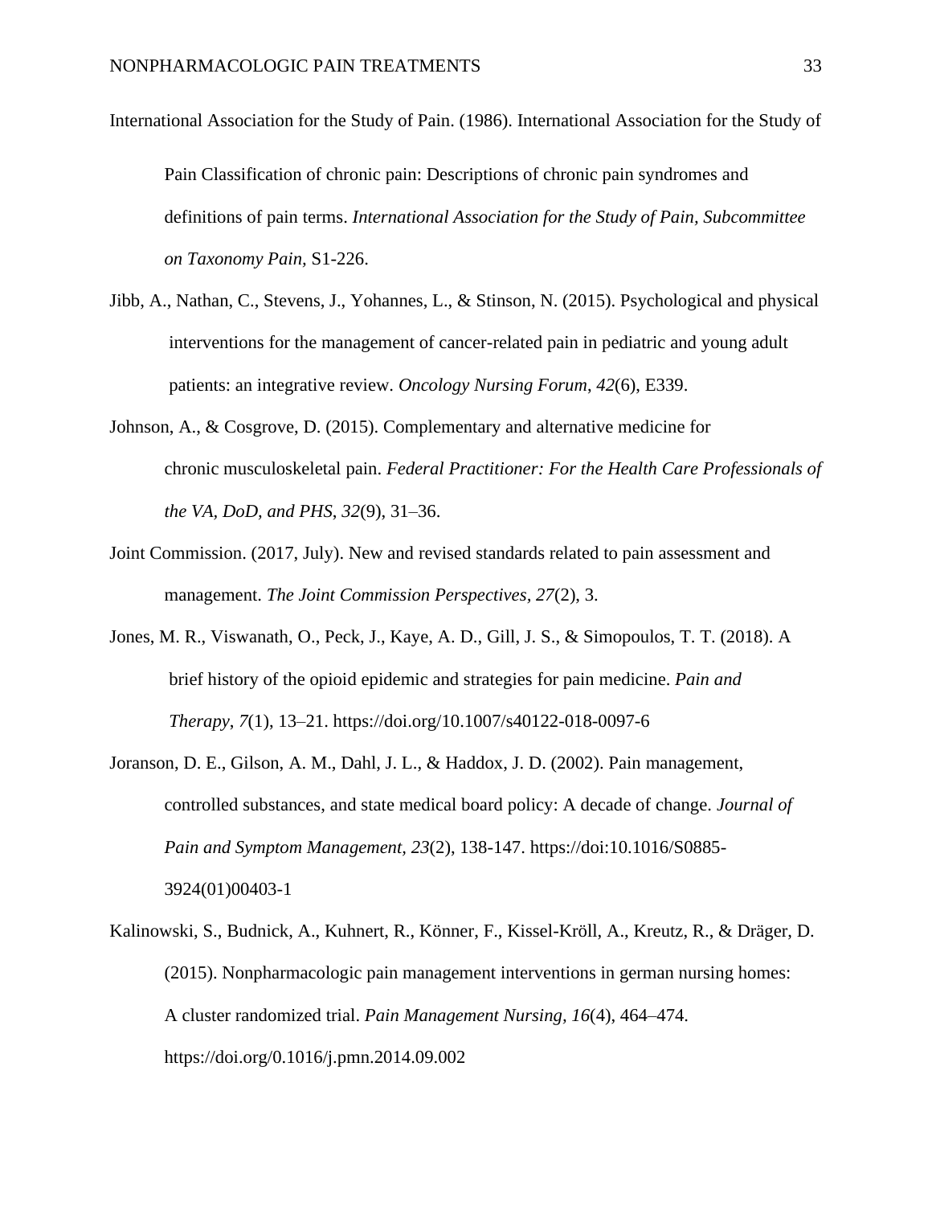International Association for the Study of Pain. (1986). International Association for the Study of Pain Classification of chronic pain: Descriptions of chronic pain syndromes and definitions of pain terms. *International Association for the Study of Pain, Subcommittee on Taxonomy Pain,* S1-226.

Jibb, A., Nathan, C., Stevens, J., Yohannes, L., & Stinson, N. (2015). Psychological and physical interventions for the management of cancer-related pain in pediatric and young adult patients: an integrative review. *Oncology Nursing Forum*, *42*(6), E339.

Johnson, A., & Cosgrove, D. (2015). Complementary and alternative medicine for chronic musculoskeletal pain. *Federal Practitioner: For the Health Care Professionals of the VA, DoD, and PHS*, *32*(9), 31–36.

Joint Commission. (2017, July). New and revised standards related to pain assessment and management. *The Joint Commission Perspectives, 27*(2), 3.

Jones, M. R., Viswanath, O., Peck, J., Kaye, A. D., Gill, J. S., & Simopoulos, T. T. (2018). A brief history of the opioid epidemic and strategies for pain medicine. *Pain and Therapy*, *7*(1), 13–21. https://doi.org/10.1007/s40122-018-0097-6

Joranson, D. E., Gilson, A. M., Dahl, J. L., & Haddox, J. D. (2002). Pain management, controlled substances, and state medical board policy: A decade of change. *Journal of Pain and Symptom Management, 23*(2), 138-147. https://doi:10.1016/S0885-3924(01)00403-1

Kalinowski, S., Budnick, A., Kuhnert, R., Könner, F., Kissel-Kröll, A., Kreutz, R., & Dräger, D. (2015). Nonpharmacologic pain management interventions in german nursing homes: A cluster randomized trial. *Pain Management Nursing, 16*(4), 464–474. https://doi.org/0.1016/j.pmn.2014.09.002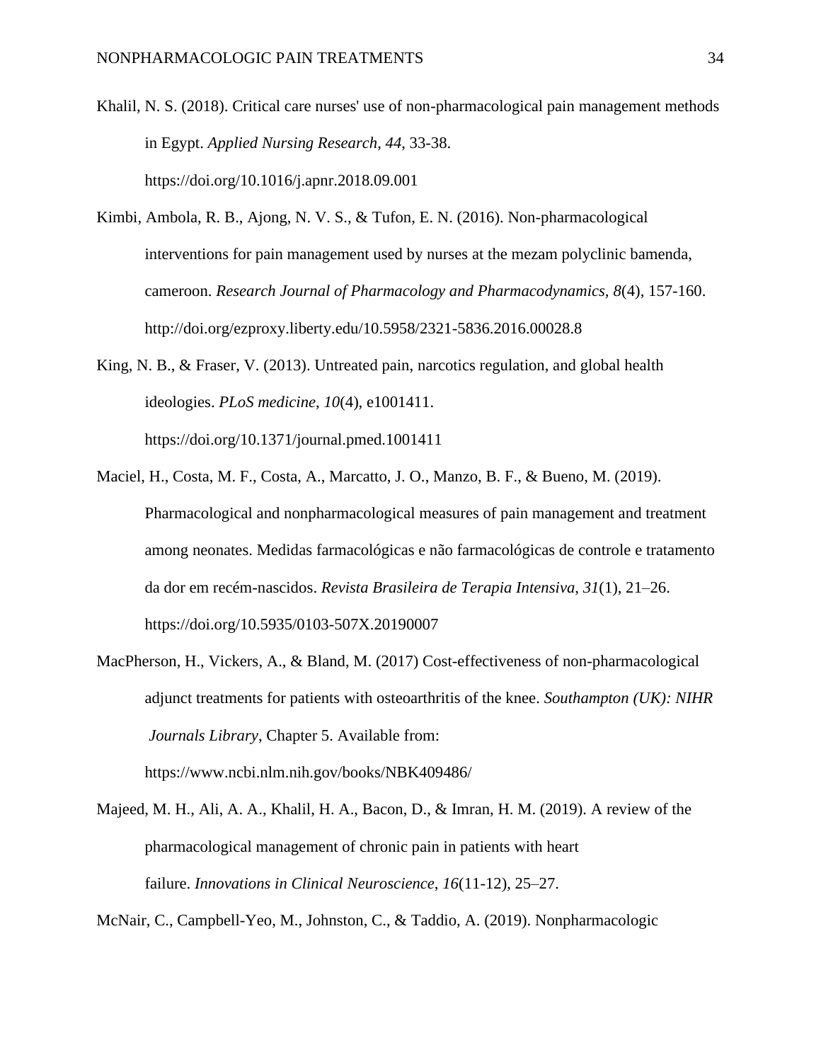Khalil, N. S. (2018). Critical care nurses' use of non-pharmacological pain management methods in Egypt. *Applied Nursing Research*, *44*, 33-38. https://doi.org/10.1016/j.apnr.2018.09.001

Kimbi, Ambola, R. B., Ajong, N. V. S., & Tufon, E. N. (2016). Non-pharmacological interventions for pain management used by nurses at the mezam polyclinic bamenda, cameroon. *Research Journal of Pharmacology and Pharmacodynamics*, *8*(4), 157-160. http://doi.org/ezproxy.liberty.edu/10.5958/2321-5836.2016.00028.8

King, N. B., & Fraser, V. (2013). Untreated pain, narcotics regulation, and global health ideologies. *PLoS medicine*, *10*(4), e1001411. https://doi.org/10.1371/journal.pmed.1001411

Maciel, H., Costa, M. F., Costa, A., Marcatto, J. O., Manzo, B. F., & Bueno, M. (2019). Pharmacological and nonpharmacological measures of pain management and treatment among neonates. Medidas farmacológicas e não farmacológicas de controle e tratamento da dor em recém-nascidos. *Revista Brasileira de Terapia Intensiva*, *31*(1), 21–26. https://doi.org/10.5935/0103-507X.20190007

MacPherson, H., Vickers, A., & Bland, M. (2017) Cost-effectiveness of non-pharmacological adjunct treatments for patients with osteoarthritis of the knee. *Southampton (UK): NIHR Journals Library*, Chapter 5. Available from: https://www.ncbi.nlm.nih.gov/books/NBK409486/

Majeed, M. H., Ali, A. A., Khalil, H. A., Bacon, D., & Imran, H. M. (2019). A review of the pharmacological management of chronic pain in patients with heart failure. *Innovations in Clinical Neuroscience*, *16*(11-12), 25–27.

McNair, C., Campbell-Yeo, M., Johnston, C., & Taddio, A. (2019). Nonpharmacologic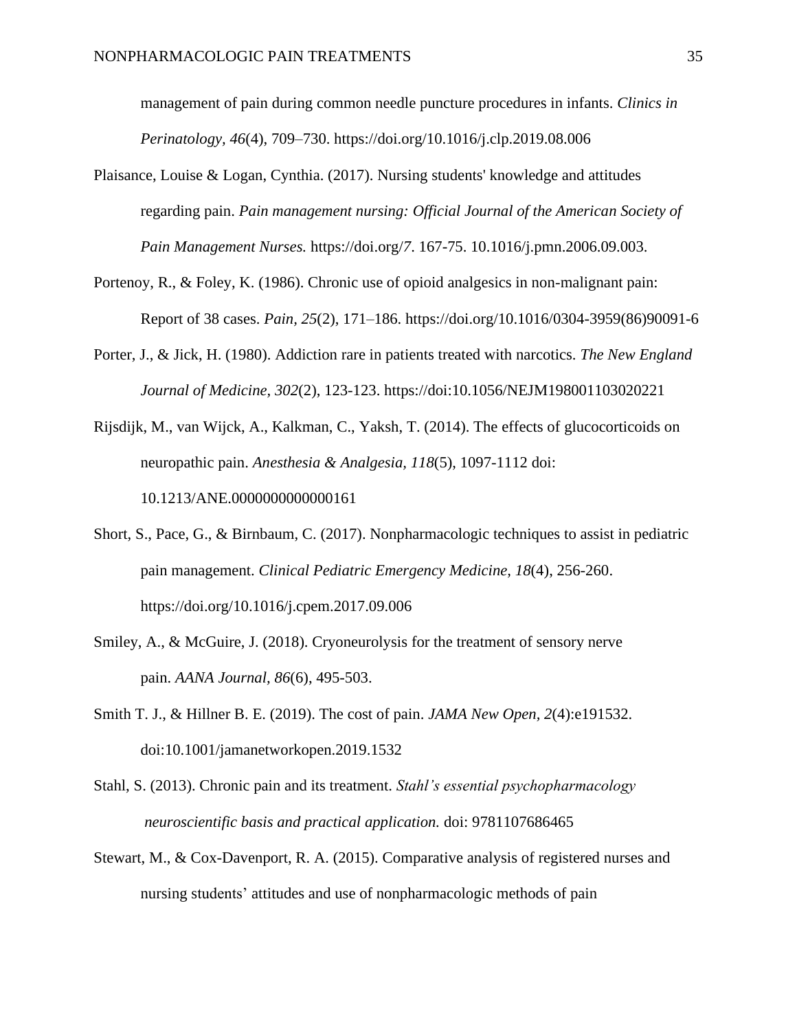management of pain during common needle puncture procedures in infants. *Clinics in Perinatology, 46*(4), 709–730. https://doi.org/10.1016/j.clp.2019.08.006

Plaisance, Louise & Logan, Cynthia. (2017). Nursing students' knowledge and attitudes regarding pain. *Pain management nursing: Official Journal of the American Society of Pain Management Nurses.* https://doi.org/*7*. 167-75. 10.1016/j.pmn.2006.09.003.

Portenoy, R., & Foley, K. (1986). Chronic use of opioid analgesics in non-malignant pain: Report of 38 cases. *Pain, 25*(2), 171–186. https://doi.org/10.1016/0304-3959(86)90091-6

Porter, J., & Jick, H. (1980). Addiction rare in patients treated with narcotics. *The New England Journal of Medicine, 302*(2), 123-123. https://doi:10.1056/NEJM198001103020221

Rijsdijk, M., van Wijck, A., Kalkman, C., Yaksh, T. (2014). The effects of glucocorticoids on neuropathic pain. *Anesthesia & Analgesia, 118*(5), 1097-1112 doi: 10.1213/ANE.0000000000000161

Short, S., Pace, G., & Birnbaum, C. (2017). Nonpharmacologic techniques to assist in pediatric pain management. *Clinical Pediatric Emergency Medicine, 18*(4), 256-260. https://doi.org/10.1016/j.cpem.2017.09.006

Smiley, A., & McGuire, J. (2018). Cryoneurolysis for the treatment of sensory nerve pain. *AANA Journal, 86*(6), 495-503.

Smith T. J., & Hillner B. E. (2019). The cost of pain. *JAMA New Open, 2*(4):e191532. doi:10.1001/jamanetworkopen.2019.1532

Stahl, S. (2013). Chronic pain and its treatment. *Stahl's essential psychopharmacology neuroscientific basis and practical application.* doi: 9781107686465

Stewart, M., & Cox-Davenport, R. A. (2015). Comparative analysis of registered nurses and nursing students' attitudes and use of nonpharmacologic methods of pain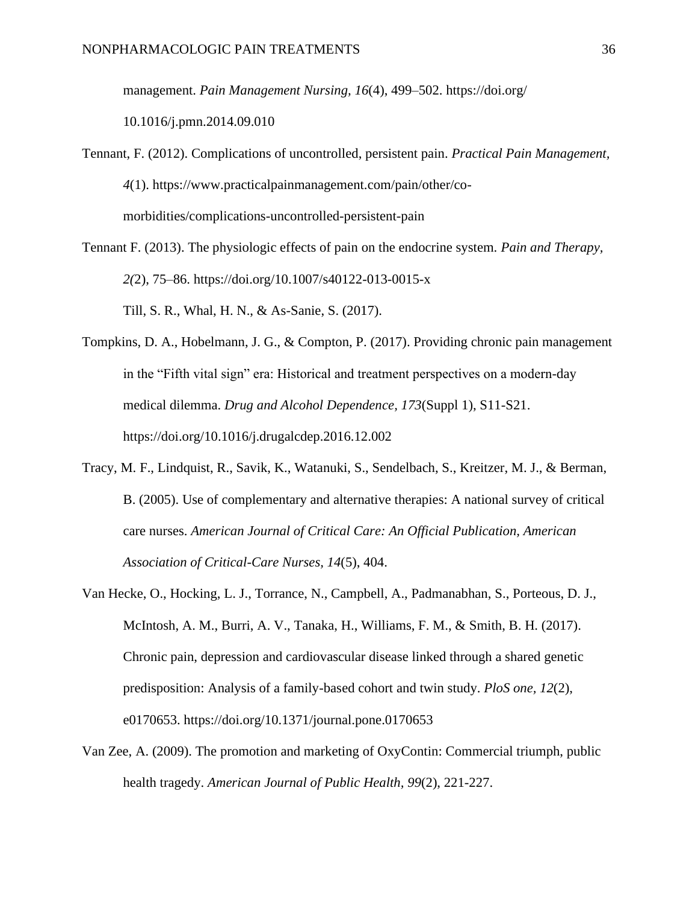management. *Pain Management Nursing, 16*(4), 499–502. https://doi.org/ 10.1016/j.pmn.2014.09.010

Tennant, F. (2012). Complications of uncontrolled, persistent pain. *Practical Pain Management, 4*(1). https://www.practicalpainmanagement.com/pain/other/co-morbidities/complications-uncontrolled-persistent-pain

Tennant F. (2013). The physiologic effects of pain on the endocrine system. *Pain and Therapy, 2(*2), 75–86. https://doi.org/10.1007/s40122-013-0015-x

Till, S. R., Whal, H. N., & As-Sanie, S. (2017).

Tompkins, D. A., Hobelmann, J. G., & Compton, P. (2017). Providing chronic pain management in the "Fifth vital sign" era: Historical and treatment perspectives on a modern-day medical dilemma. *Drug and Alcohol Dependence, 173*(Suppl 1), S11-S21. https://doi.org/10.1016/j.drugalcdep.2016.12.002

Tracy, M. F., Lindquist, R., Savik, K., Watanuki, S., Sendelbach, S., Kreitzer, M. J., & Berman, B. (2005). Use of complementary and alternative therapies: A national survey of critical care nurses. *American Journal of Critical Care: An Official Publication, American Association of Critical-Care Nurses, 14*(5), 404.

Van Hecke, O., Hocking, L. J., Torrance, N., Campbell, A., Padmanabhan, S., Porteous, D. J., McIntosh, A. M., Burri, A. V., Tanaka, H., Williams, F. M., & Smith, B. H. (2017). Chronic pain, depression and cardiovascular disease linked through a shared genetic predisposition: Analysis of a family-based cohort and twin study. *PloS one, 12*(2), e0170653. https://doi.org/10.1371/journal.pone.0170653

Van Zee, A. (2009). The promotion and marketing of OxyContin: Commercial triumph, public health tragedy. *American Journal of Public Health, 99*(2), 221-227.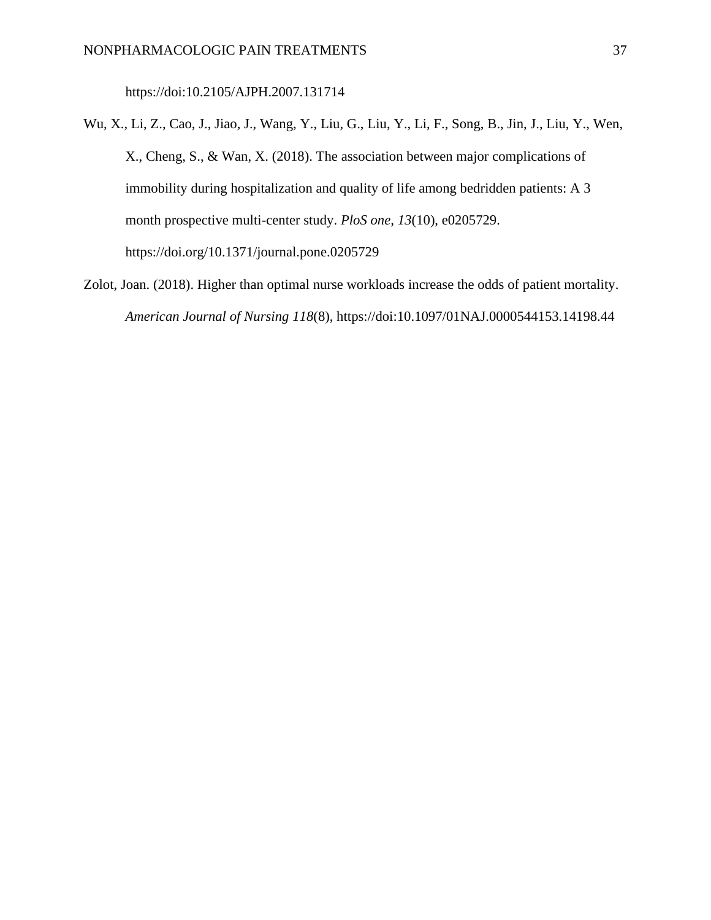https://doi:10.2105/AJPH.2007.131714

Wu, X., Li, Z., Cao, J., Jiao, J., Wang, Y., Liu, G., Liu, Y., Li, F., Song, B., Jin, J., Liu, Y., Wen, X., Cheng, S., & Wan, X. (2018). The association between major complications of immobility during hospitalization and quality of life among bedridden patients: A 3 month prospective multi-center study. *PloS one, 13*(10), e0205729. https://doi.org/10.1371/journal.pone.0205729

Zolot, Joan. (2018). Higher than optimal nurse workloads increase the odds of patient mortality. *American Journal of Nursing 118*(8), https://doi:10.1097/01NAJ.0000544153.14198.44